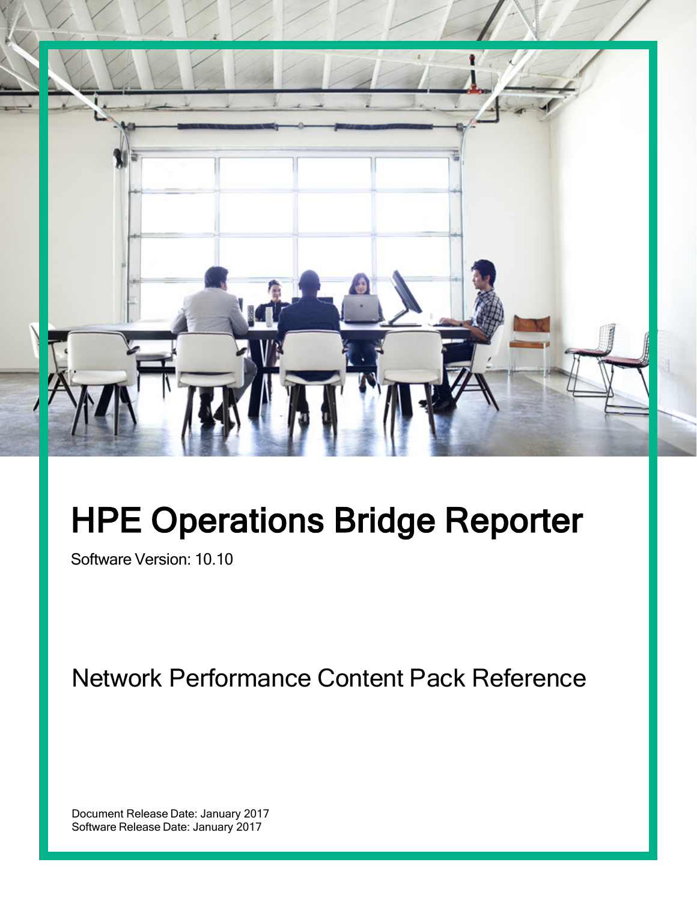# HPE Operations Bridge Reporter

Software Version: 10.10

## Network Performance Content Pack Reference

Document Release Date: January 2017
Software Release Date: January 2017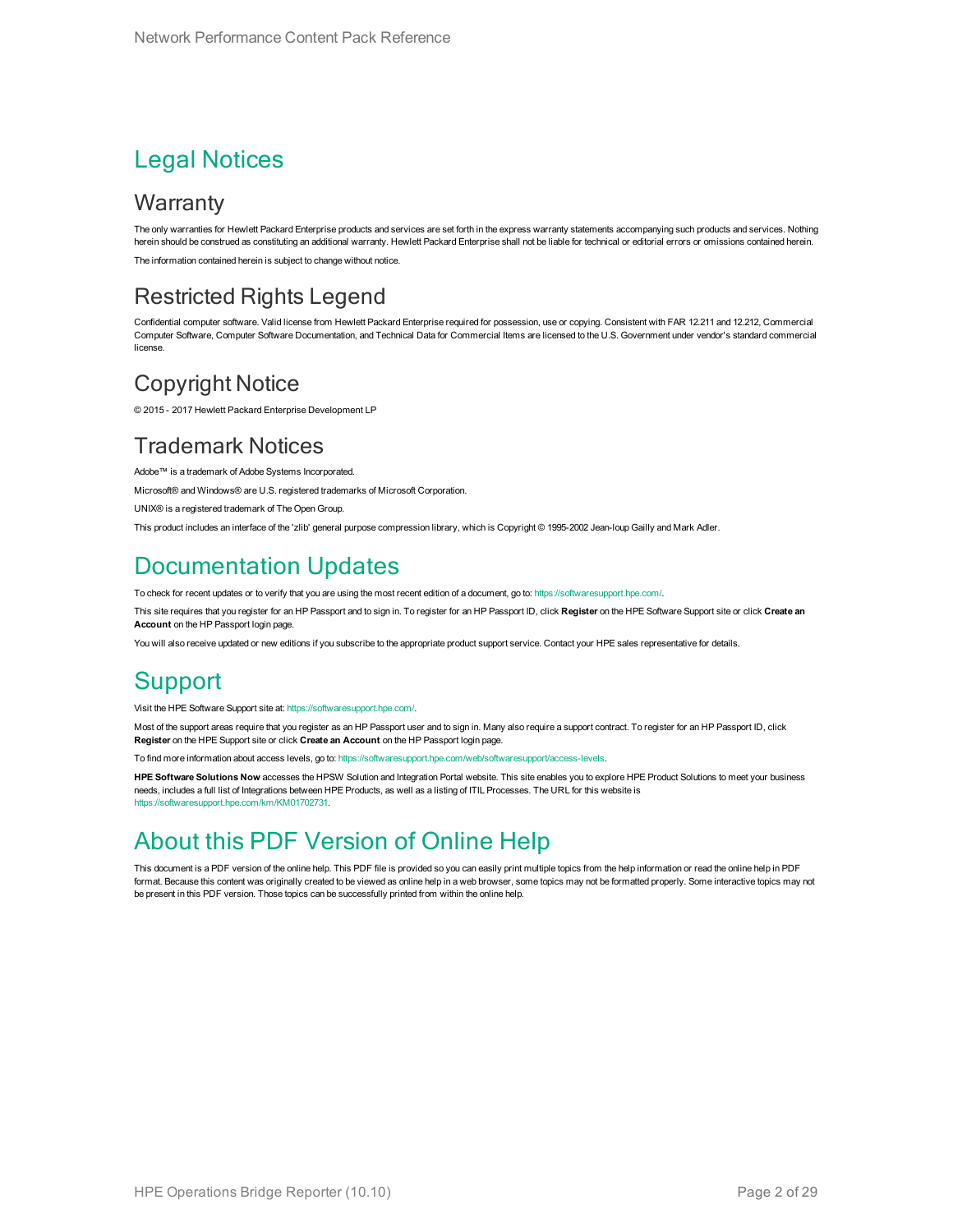# Legal Notices

## Warranty

The only warranties for Hewlett Packard Enterprise products and services are set forth in the express warranty statements accompanying such products and services. Nothing herein should be construed as constituting an additional warranty. Hewlett Packard Enterprise shall not be liable for technical or editorial errors or omissions contained herein.

The information contained herein is subject to change without notice.

## Restricted Rights Legend

Confidential computer software. Valid license from Hewlett Packard Enterprise required for possession, use or copying. Consistent with FAR 12.211 and 12.212, Commercial Computer Software, Computer Software Documentation, and Technical Data for Commercial Items are licensed to the U.S. Government under vendor's standard commercial license.

## Copyright Notice

© 2015 - 2017 Hewlett Packard Enterprise Development LP

## Trademark Notices

Adobe™ is a trademark of Adobe Systems Incorporated.

Microsoft® and Windows® are U.S. registered trademarks of Microsoft Corporation.

UNIX® is a registered trademark of The Open Group.

This product includes an interface of the 'zlib' general purpose compression library, which is Copyright © 1995-2002 Jean-loup Gailly and Mark Adler.

# Documentation Updates

To check for recent updates or to verify that you are using the most recent edition of a document, go to: https://softwaresupport.hpe.com/.

This site requires that you register for an HP Passport and to sign in. To register for an HP Passport ID, click **Register** on the HPE Software Support site or click **Create an Account** on the HP Passport login page.

You will also receive updated or new editions if you subscribe to the appropriate product support service. Contact your HPE sales representative for details.

# Support

Visit the HPE Software Support site at: https://softwaresupport.hpe.com/.

Most of the support areas require that you register as an HP Passport user and to sign in. Many also require a support contract. To register for an HP Passport ID, click **Register** on the HPE Support site or click **Create an Account** on the HP Passport login page.

To find more information about access levels, go to: https://softwaresupport.hpe.com/web/softwaresupport/access-levels.

**HPE Software Solutions Now** accesses the HPSW Solution and Integration Portal website. This site enables you to explore HPE Product Solutions to meet your business needs, includes a full list of Integrations between HPE Products, as well as a listing of ITIL Processes. The URL for this website is https://softwaresupport.hpe.com/km/KM01702731.

# About this PDF Version of Online Help

This document is a PDF version of the online help. This PDF file is provided so you can easily print multiple topics from the help information or read the online help in PDF format. Because this content was originally created to be viewed as online help in a web browser, some topics may not be formatted properly. Some interactive topics may not be present in this PDF version. Those topics can be successfully printed from within the online help.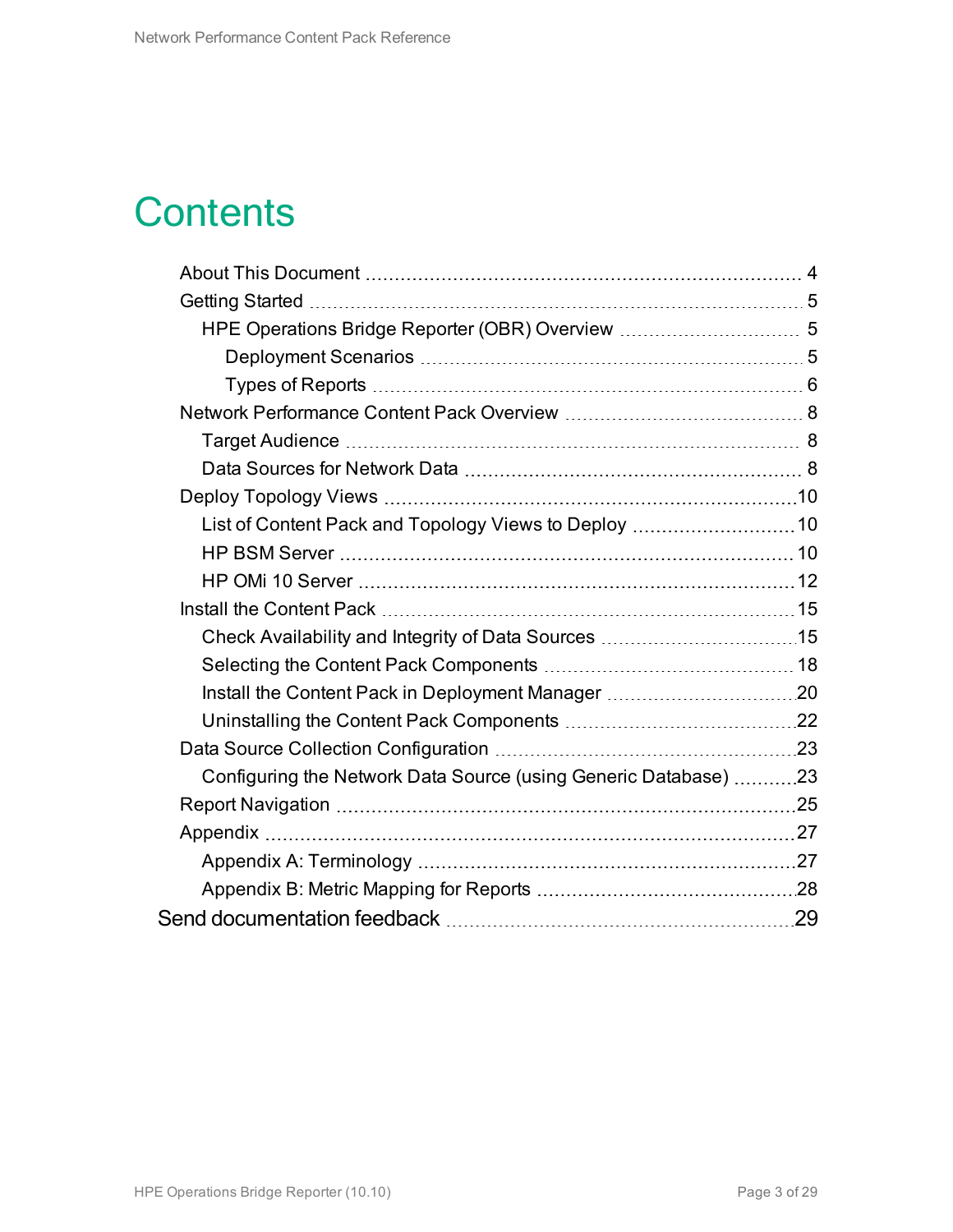# Contents

- About This Document ..... 4
- Getting Started ..... 5
  - HPE Operations Bridge Reporter (OBR) Overview ..... 5
    - Deployment Scenarios ..... 5
    - Types of Reports ..... 6
- Network Performance Content Pack Overview ..... 8
  - Target Audience ..... 8
  - Data Sources for Network Data ..... 8
- Deploy Topology Views ..... 10
  - List of Content Pack and Topology Views to Deploy ..... 10
  - HP BSM Server ..... 10
  - HP OMi 10 Server ..... 12
- Install the Content Pack ..... 15
  - Check Availability and Integrity of Data Sources ..... 15
  - Selecting the Content Pack Components ..... 18
  - Install the Content Pack in Deployment Manager ..... 20
  - Uninstalling the Content Pack Components ..... 22
- Data Source Collection Configuration ..... 23
  - Configuring the Network Data Source (using Generic Database) ..... 23
- Report Navigation ..... 25
- Appendix ..... 27
  - Appendix A: Terminology ..... 27
  - Appendix B: Metric Mapping for Reports ..... 28

Send documentation feedback ..... 29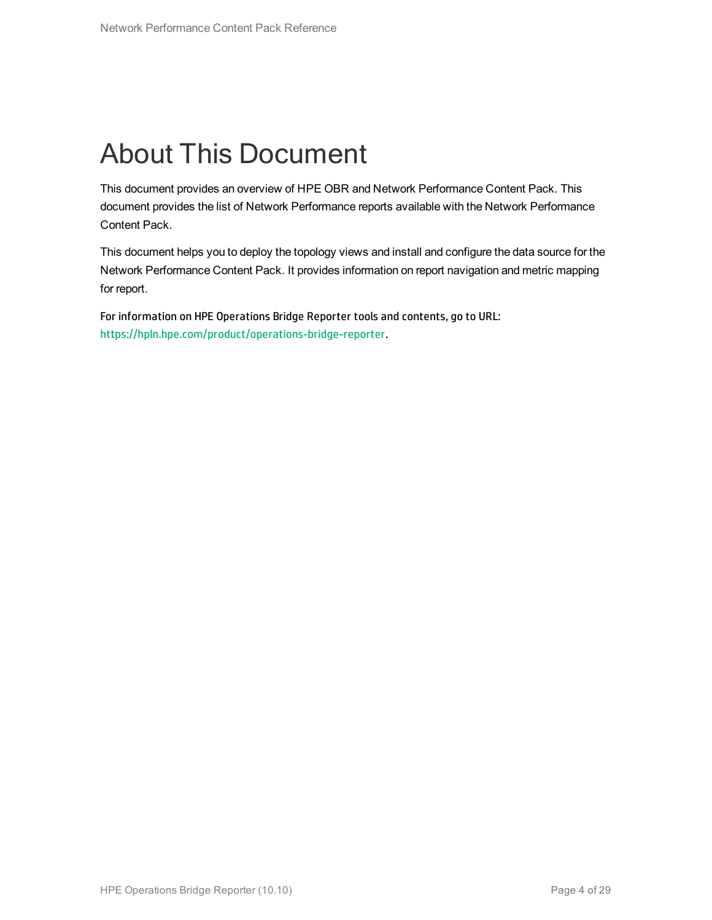# About This Document

This document provides an overview of HPE OBR and Network Performance Content Pack. This document provides the list of Network Performance reports available with the Network Performance Content Pack.

This document helps you to deploy the topology views and install and configure the data source for the Network Performance Content Pack. It provides information on report navigation and metric mapping for report.

For information on HPE Operations Bridge Reporter tools and contents, go to URL: https://hpln.hpe.com/product/operations-bridge-reporter.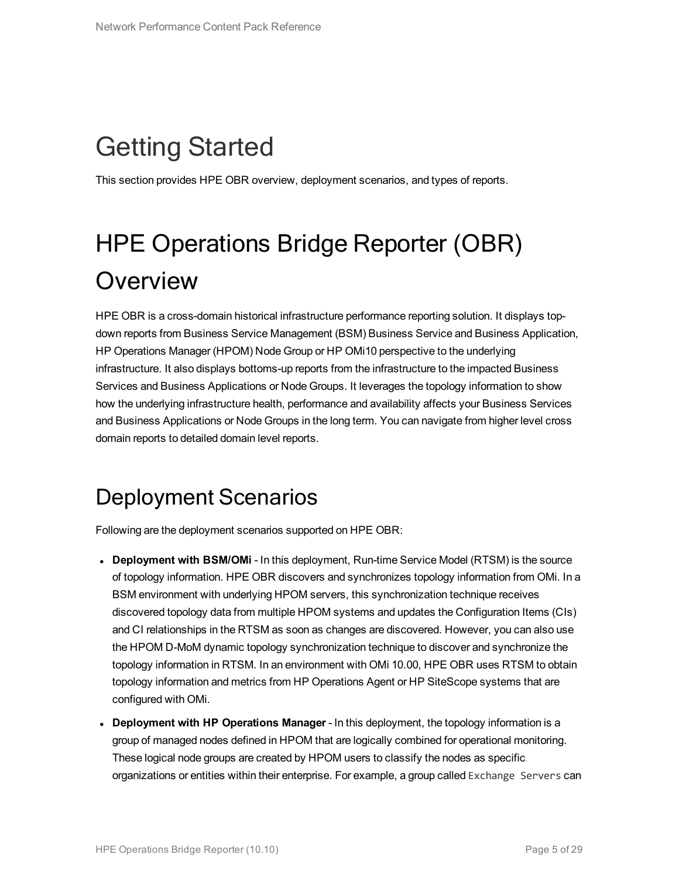# Getting Started

This section provides HPE OBR overview, deployment scenarios, and types of reports.

# HPE Operations Bridge Reporter (OBR) Overview

HPE OBR is a cross-domain historical infrastructure performance reporting solution. It displays top-down reports from Business Service Management (BSM) Business Service and Business Application, HP Operations Manager (HPOM) Node Group or HP OMi10 perspective to the underlying infrastructure. It also displays bottoms-up reports from the infrastructure to the impacted Business Services and Business Applications or Node Groups. It leverages the topology information to show how the underlying infrastructure health, performance and availability affects your Business Services and Business Applications or Node Groups in the long term. You can navigate from higher level cross domain reports to detailed domain level reports.

## Deployment Scenarios

Following are the deployment scenarios supported on HPE OBR:

- **Deployment with BSM/OMi** - In this deployment, Run-time Service Model (RTSM) is the source of topology information. HPE OBR discovers and synchronizes topology information from OMi. In a BSM environment with underlying HPOM servers, this synchronization technique receives discovered topology data from multiple HPOM systems and updates the Configuration Items (CIs) and CI relationships in the RTSM as soon as changes are discovered. However, you can also use the HPOM D-MoM dynamic topology synchronization technique to discover and synchronize the topology information in RTSM. In an environment with OMi 10.00, HPE OBR uses RTSM to obtain topology information and metrics from HP Operations Agent or HP SiteScope systems that are configured with OMi.
- **Deployment with HP Operations Manager** - In this deployment, the topology information is a group of managed nodes defined in HPOM that are logically combined for operational monitoring. These logical node groups are created by HPOM users to classify the nodes as specific organizations or entities within their enterprise. For example, a group called `Exchange Servers` can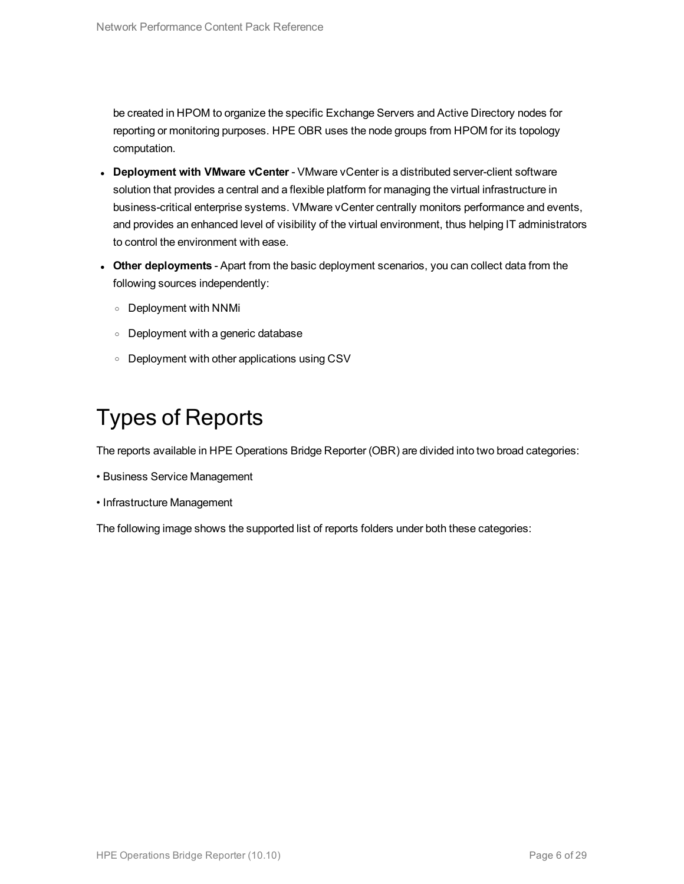be created in HPOM to organize the specific Exchange Servers and Active Directory nodes for reporting or monitoring purposes. HPE OBR uses the node groups from HPOM for its topology computation.

- **Deployment with VMware vCenter** - VMware vCenter is a distributed server-client software solution that provides a central and a flexible platform for managing the virtual infrastructure in business-critical enterprise systems. VMware vCenter centrally monitors performance and events, and provides an enhanced level of visibility of the virtual environment, thus helping IT administrators to control the environment with ease.
- **Other deployments** - Apart from the basic deployment scenarios, you can collect data from the following sources independently:
  - Deployment with NNMi
  - Deployment with a generic database
  - Deployment with other applications using CSV

# Types of Reports

The reports available in HPE Operations Bridge Reporter (OBR) are divided into two broad categories:

• Business Service Management

• Infrastructure Management

The following image shows the supported list of reports folders under both these categories: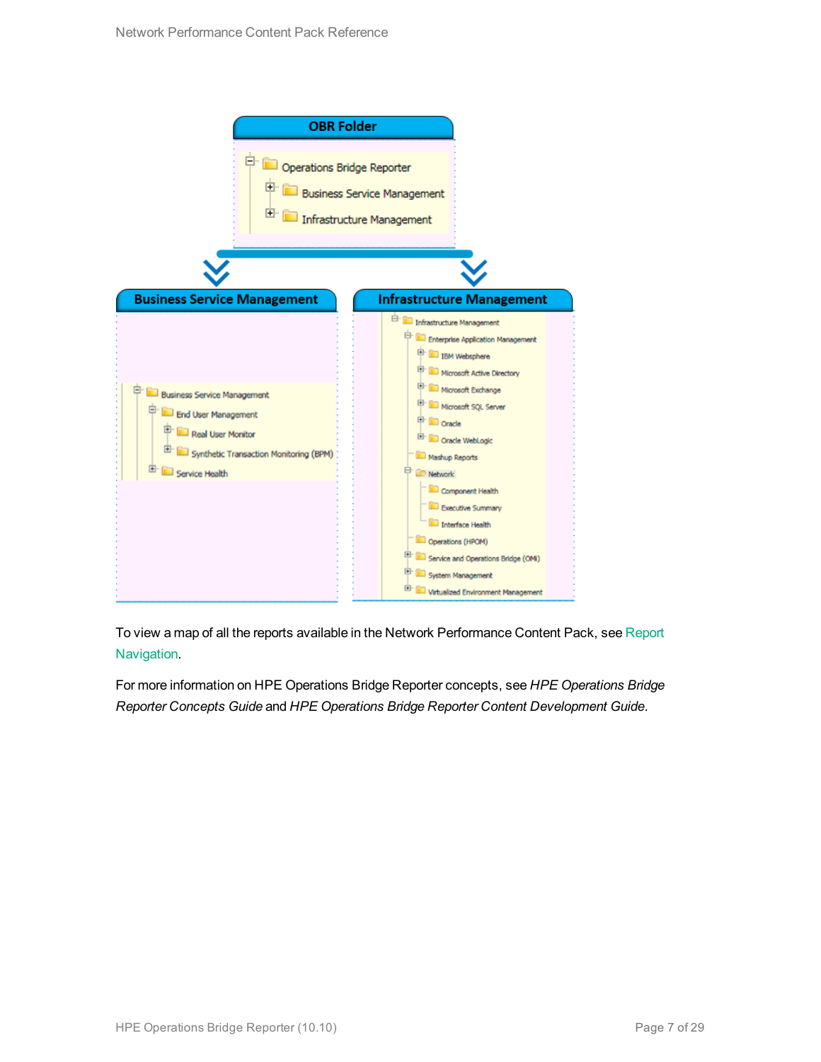OBR Folder

- Operations Bridge Reporter
  - Business Service Management
  - Infrastructure Management

Business Service Management

- Business Service Management
  - End User Management
    - Real User Monitor
    - Synthetic Transaction Monitoring (BPM)
  - Service Health

Infrastructure Management

- Infrastructure Management
  - Enterprise Application Management
    - IBM Websphere
    - Microsoft Active Directory
    - Microsoft Exchange
    - Microsoft SQL Server
    - Oracle
    - Oracle WebLogic
  - Mashup Reports
  - Network
    - Component Health
    - Executive Summary
    - Interface Health
  - Operations (HPOM)
  - Service and Operations Bridge (OMi)
  - System Management
  - Virtualized Environment Management

To view a map of all the reports available in the Network Performance Content Pack, see Report Navigation.

For more information on HPE Operations Bridge Reporter concepts, see *HPE Operations Bridge Reporter Concepts Guide* and *HPE Operations Bridge Reporter Content Development Guide*.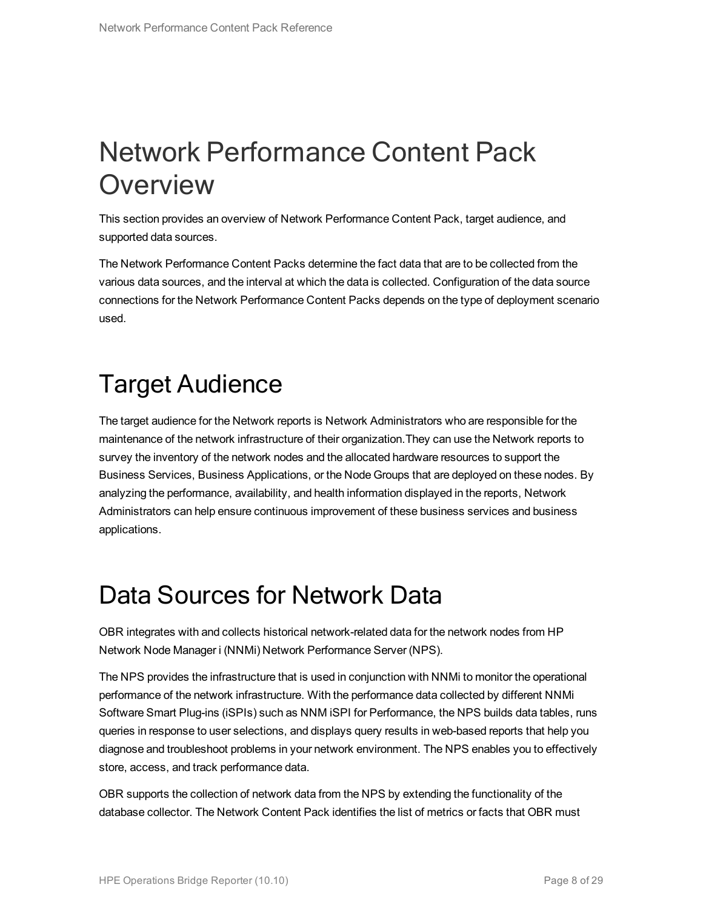# Network Performance Content Pack Overview

This section provides an overview of Network Performance Content Pack, target audience, and supported data sources.

The Network Performance Content Packs determine the fact data that are to be collected from the various data sources, and the interval at which the data is collected. Configuration of the data source connections for the Network Performance Content Packs depends on the type of deployment scenario used.

# Target Audience

The target audience for the Network reports is Network Administrators who are responsible for the maintenance of the network infrastructure of their organization.They can use the Network reports to survey the inventory of the network nodes and the allocated hardware resources to support the Business Services, Business Applications, or the Node Groups that are deployed on these nodes. By analyzing the performance, availability, and health information displayed in the reports, Network Administrators can help ensure continuous improvement of these business services and business applications.

# Data Sources for Network Data

OBR integrates with and collects historical network-related data for the network nodes from HP Network Node Manager i (NNMi) Network Performance Server (NPS).

The NPS provides the infrastructure that is used in conjunction with NNMi to monitor the operational performance of the network infrastructure. With the performance data collected by different NNMi Software Smart Plug-ins (iSPIs) such as NNM iSPI for Performance, the NPS builds data tables, runs queries in response to user selections, and displays query results in web-based reports that help you diagnose and troubleshoot problems in your network environment. The NPS enables you to effectively store, access, and track performance data.

OBR supports the collection of network data from the NPS by extending the functionality of the database collector. The Network Content Pack identifies the list of metrics or facts that OBR must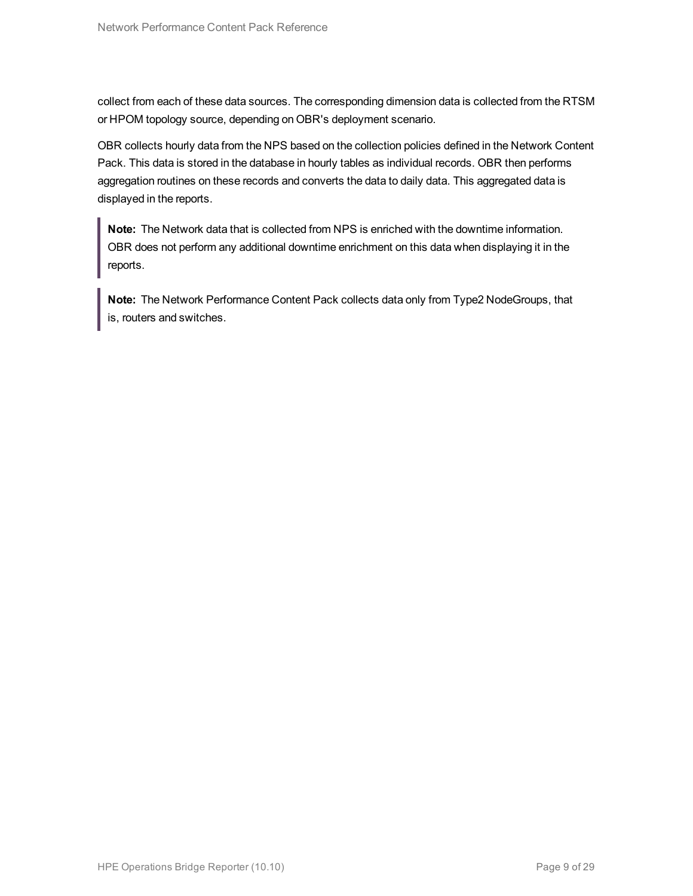collect from each of these data sources. The corresponding dimension data is collected from the RTSM or HPOM topology source, depending on OBR's deployment scenario.

OBR collects hourly data from the NPS based on the collection policies defined in the Network Content Pack. This data is stored in the database in hourly tables as individual records. OBR then performs aggregation routines on these records and converts the data to daily data. This aggregated data is displayed in the reports.

> **Note:** The Network data that is collected from NPS is enriched with the downtime information. OBR does not perform any additional downtime enrichment on this data when displaying it in the reports.

> **Note:** The Network Performance Content Pack collects data only from Type2 NodeGroups, that is, routers and switches.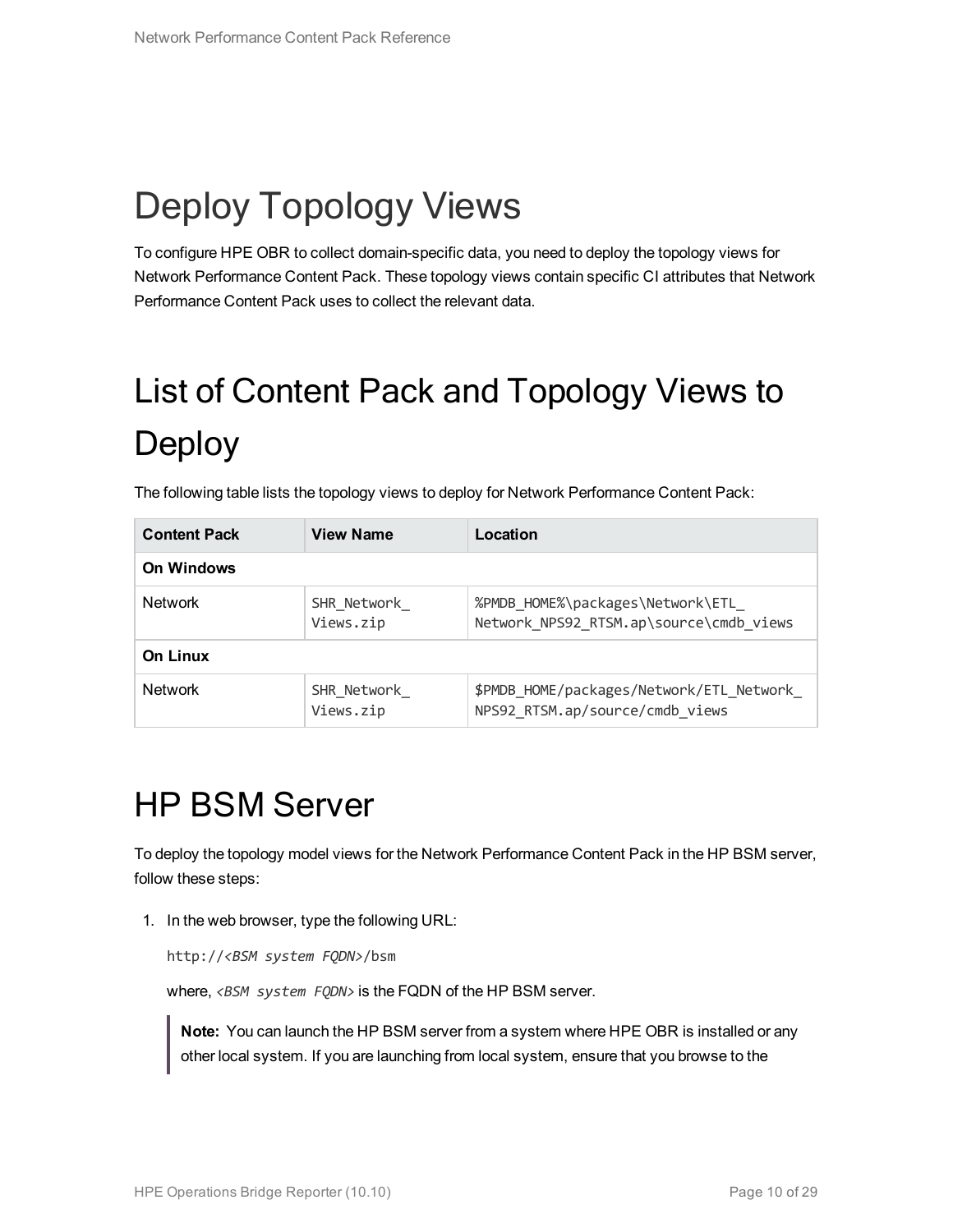# Deploy Topology Views

To configure HPE OBR to collect domain-specific data, you need to deploy the topology views for Network Performance Content Pack. These topology views contain specific CI attributes that Network Performance Content Pack uses to collect the relevant data.

# List of Content Pack and Topology Views to Deploy

The following table lists the topology views to deploy for Network Performance Content Pack:

| Content Pack | View Name | Location |
|---|---|---|
| **On Windows** | | |
| Network | `SHR_Network_Views.zip` | `%PMDB_HOME%\packages\Network\ETL_Network_NPS92_RTSM.ap\source\cmdb_views` |
| **On Linux** | | |
| Network | `SHR_Network_Views.zip` | `$PMDB_HOME/packages/Network/ETL_Network_NPS92_RTSM.ap/source/cmdb_views` |

# HP BSM Server

To deploy the topology model views for the Network Performance Content Pack in the HP BSM server, follow these steps:

1. In the web browser, type the following URL:

   `http://<BSM system FQDN>/bsm`

   where, *<BSM system FQDN>* is the FQDN of the HP BSM server.

   > **Note:** You can launch the HP BSM server from a system where HPE OBR is installed or any other local system. If you are launching from local system, ensure that you browse to the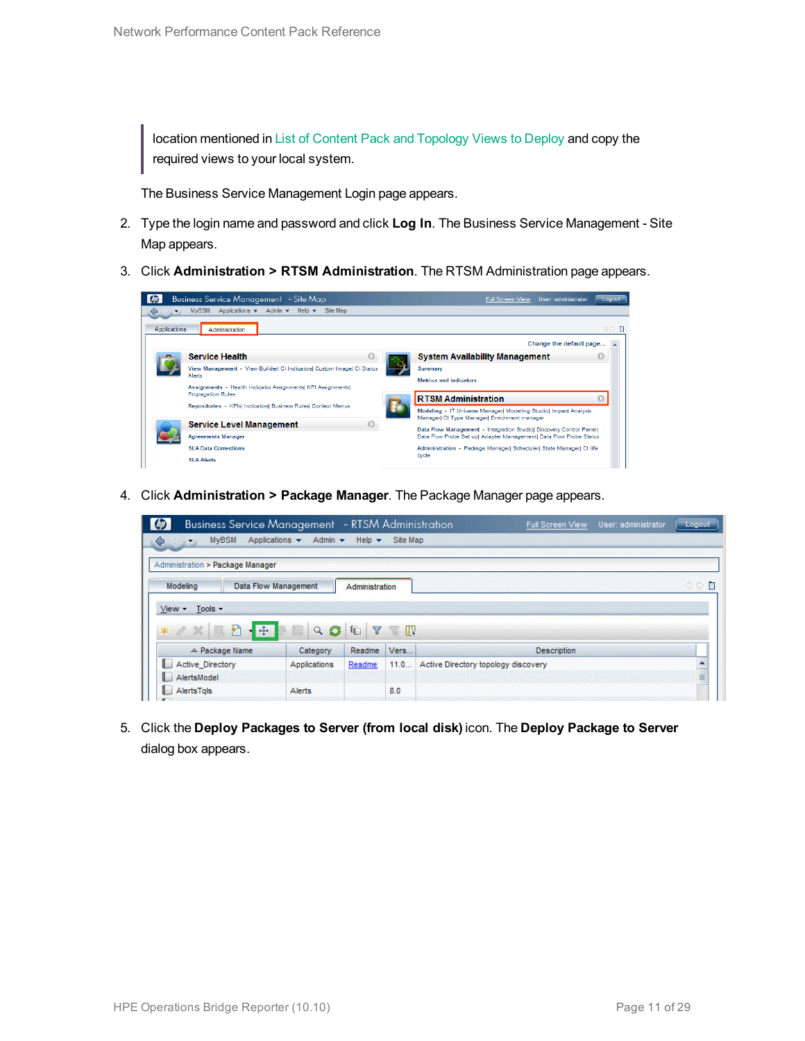> location mentioned in List of Content Pack and Topology Views to Deploy and copy the required views to your local system.

The Business Service Management Login page appears.

2. Type the login name and password and click **Log In**. The Business Service Management - Site Map appears.

3. Click **Administration > RTSM Administration**. The RTSM Administration page appears.

4. Click **Administration > Package Manager**. The Package Manager page appears.

5. Click the **Deploy Packages to Server (from local disk)** icon. The **Deploy Package to Server** dialog box appears.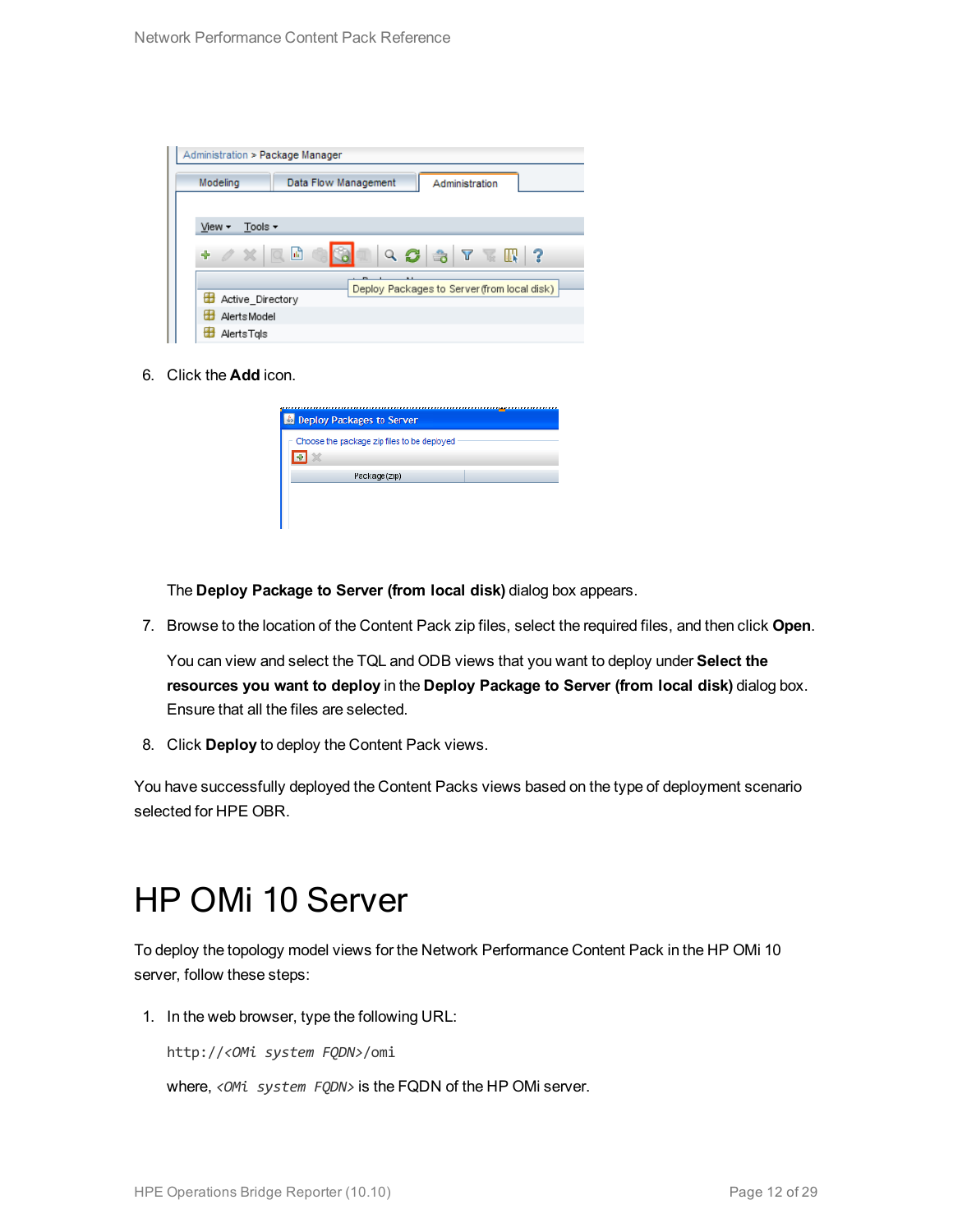6. Click the **Add** icon.

   The **Deploy Package to Server (from local disk)** dialog box appears.

7. Browse to the location of the Content Pack zip files, select the required files, and then click **Open**.

   You can view and select the TQL and ODB views that you want to deploy under **Select the resources you want to deploy** in the **Deploy Package to Server (from local disk)** dialog box. Ensure that all the files are selected.

8. Click **Deploy** to deploy the Content Pack views.

You have successfully deployed the Content Packs views based on the type of deployment scenario selected for HPE OBR.

# HP OMi 10 Server

To deploy the topology model views for the Network Performance Content Pack in the HP OMi 10 server, follow these steps:

1. In the web browser, type the following URL:

   `http://<OMi system FQDN>/omi`

   where, *<OMi system FQDN>* is the FQDN of the HP OMi server.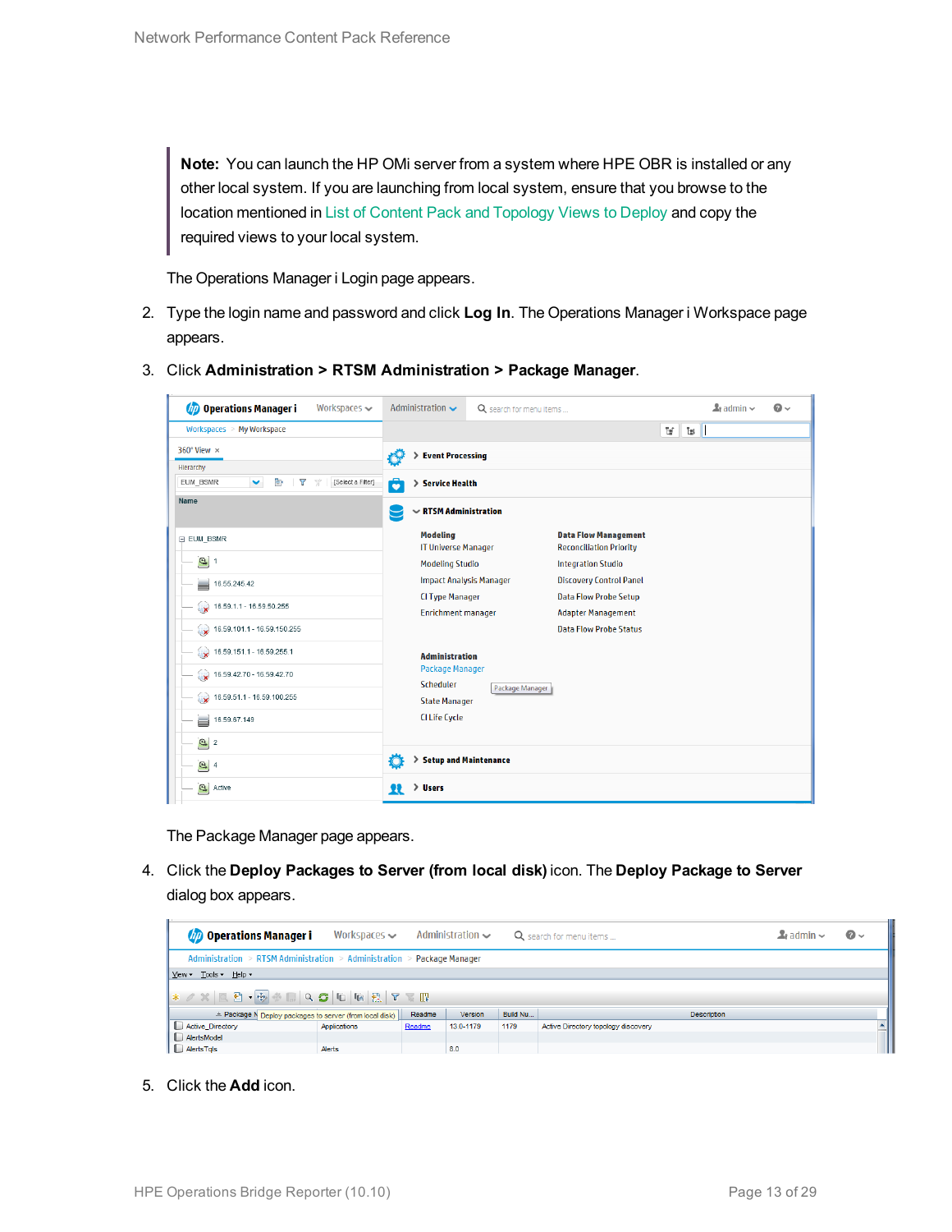> **Note:** You can launch the HP OMi server from a system where HPE OBR is installed or any other local system. If you are launching from local system, ensure that you browse to the location mentioned in List of Content Pack and Topology Views to Deploy and copy the required views to your local system.

The Operations Manager i Login page appears.

2. Type the login name and password and click **Log In**. The Operations Manager i Workspace page appears.

3. Click **Administration > RTSM Administration > Package Manager**.

   The Package Manager page appears.

4. Click the **Deploy Packages to Server (from local disk)** icon. The **Deploy Package to Server** dialog box appears.

5. Click the **Add** icon.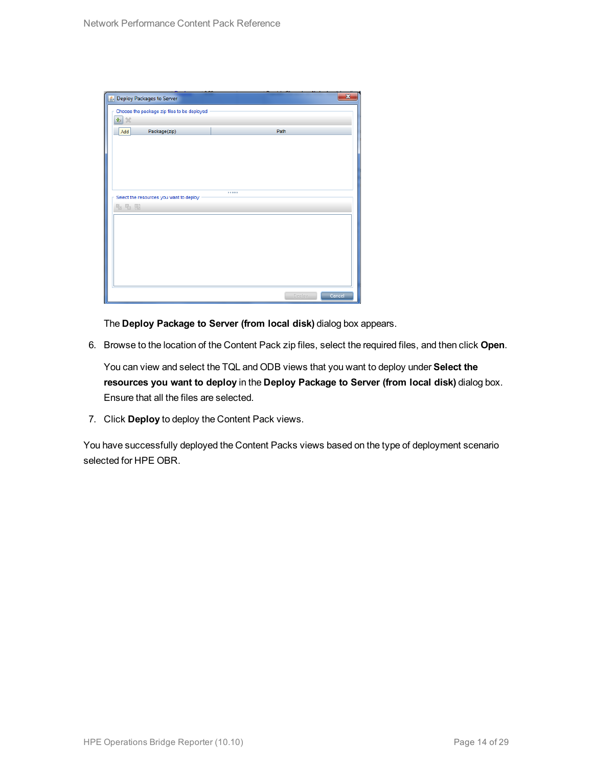The **Deploy Package to Server (from local disk)** dialog box appears.

6. Browse to the location of the Content Pack zip files, select the required files, and then click **Open**.

   You can view and select the TQL and ODB views that you want to deploy under **Select the resources you want to deploy** in the **Deploy Package to Server (from local disk)** dialog box. Ensure that all the files are selected.

7. Click **Deploy** to deploy the Content Pack views.

You have successfully deployed the Content Packs views based on the type of deployment scenario selected for HPE OBR.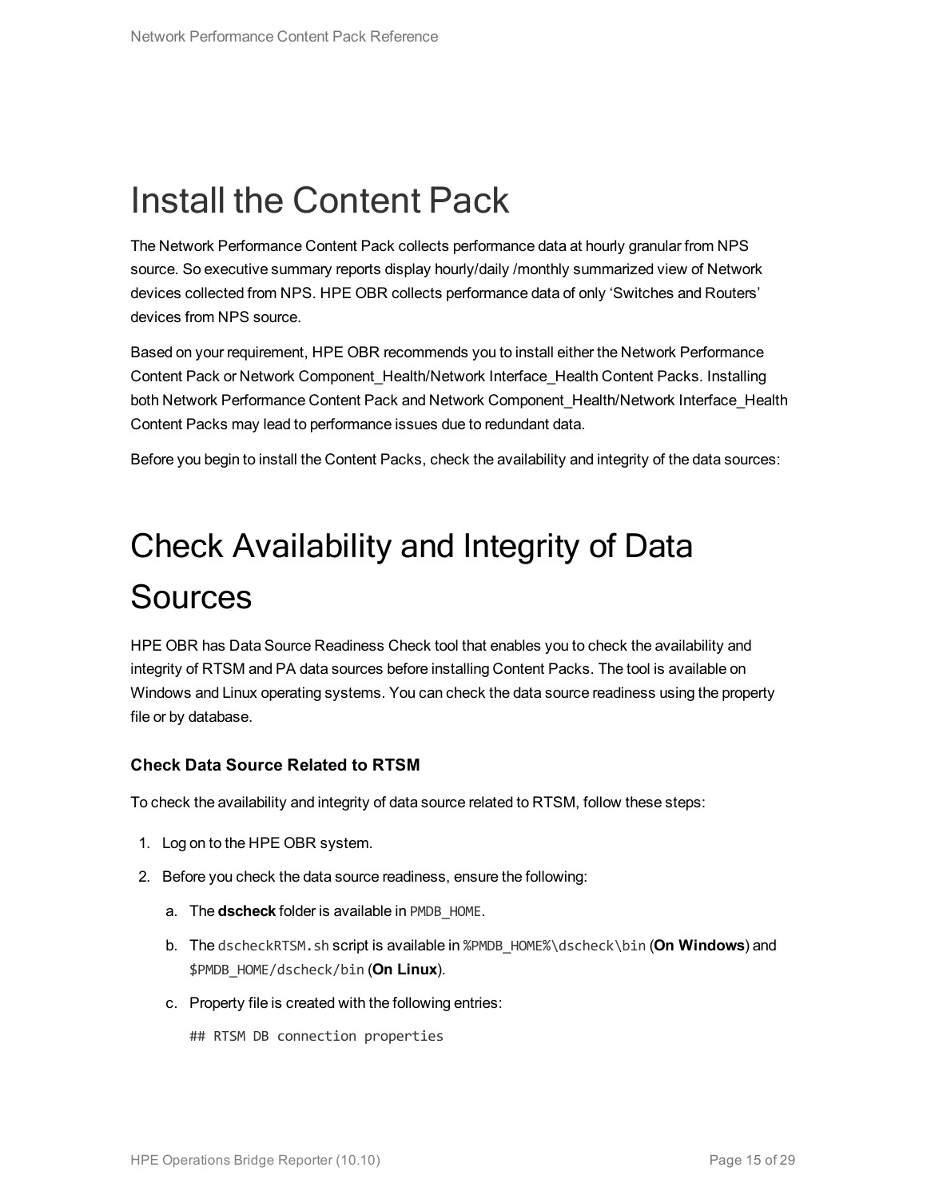# Install the Content Pack

The Network Performance Content Pack collects performance data at hourly granular from NPS source. So executive summary reports display hourly/daily /monthly summarized view of Network devices collected from NPS. HPE OBR collects performance data of only 'Switches and Routers' devices from NPS source.

Based on your requirement, HPE OBR recommends you to install either the Network Performance Content Pack or Network Component_Health/Network Interface_Health Content Packs. Installing both Network Performance Content Pack and Network Component_Health/Network Interface_Health Content Packs may lead to performance issues due to redundant data.

Before you begin to install the Content Packs, check the availability and integrity of the data sources:

# Check Availability and Integrity of Data Sources

HPE OBR has Data Source Readiness Check tool that enables you to check the availability and integrity of RTSM and PA data sources before installing Content Packs. The tool is available on Windows and Linux operating systems. You can check the data source readiness using the property file or by database.

### Check Data Source Related to RTSM

To check the availability and integrity of data source related to RTSM, follow these steps:

1. Log on to the HPE OBR system.
2. Before you check the data source readiness, ensure the following:
   a. The **dscheck** folder is available in `PMDB_HOME`.
   b. The `dscheckRTSM.sh` script is available in `%PMDB_HOME%\dscheck\bin` (**On Windows**) and `$PMDB_HOME/dscheck/bin` (**On Linux**).
   c. Property file is created with the following entries:

      ```
      ## RTSM DB connection properties
      ```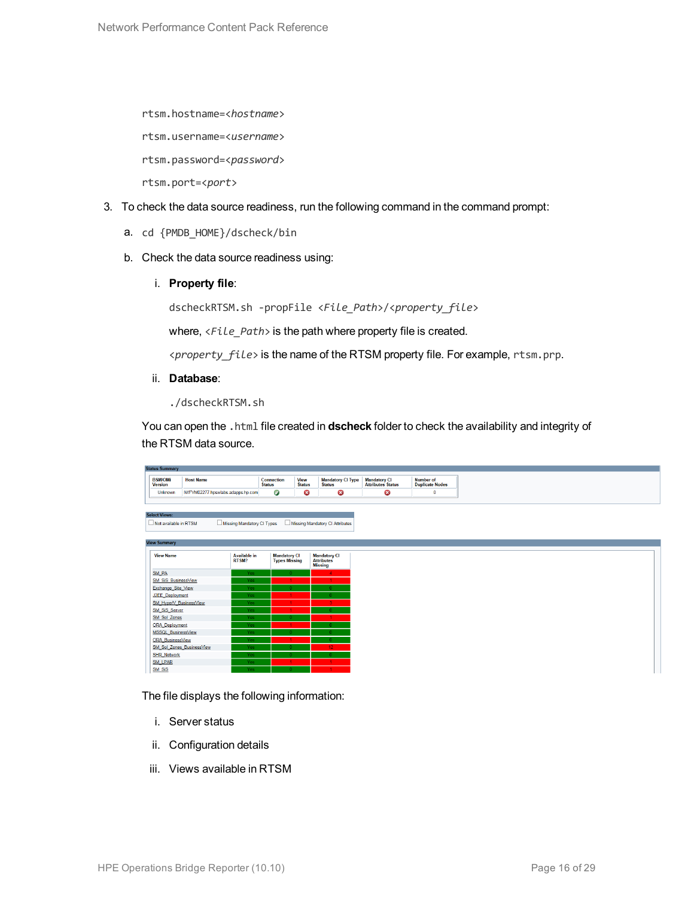```
rtsm.hostname=<hostname>
rtsm.username=<username>
rtsm.password=<password>
rtsm.port=<port>
```

3. To check the data source readiness, run the following command in the command prompt:

   a. `cd {PMDB_HOME}/dscheck/bin`

   b. Check the data source readiness using:

      i. **Property file**:

         `dscheckRTSM.sh -propFile <File_Path>/<property_file>`

         where, `<File_Path>` is the path where property file is created.

         `<property_file>` is the name of the RTSM property file. For example, `rtsm.prp`.

      ii. **Database**:

         `./dscheckRTSM.sh`

   You can open the `.html` file created in **dscheck** folder to check the availability and integrity of the RTSM data source.

   The file displays the following information:

      i. Server status

      ii. Configuration details

      iii. Views available in RTSM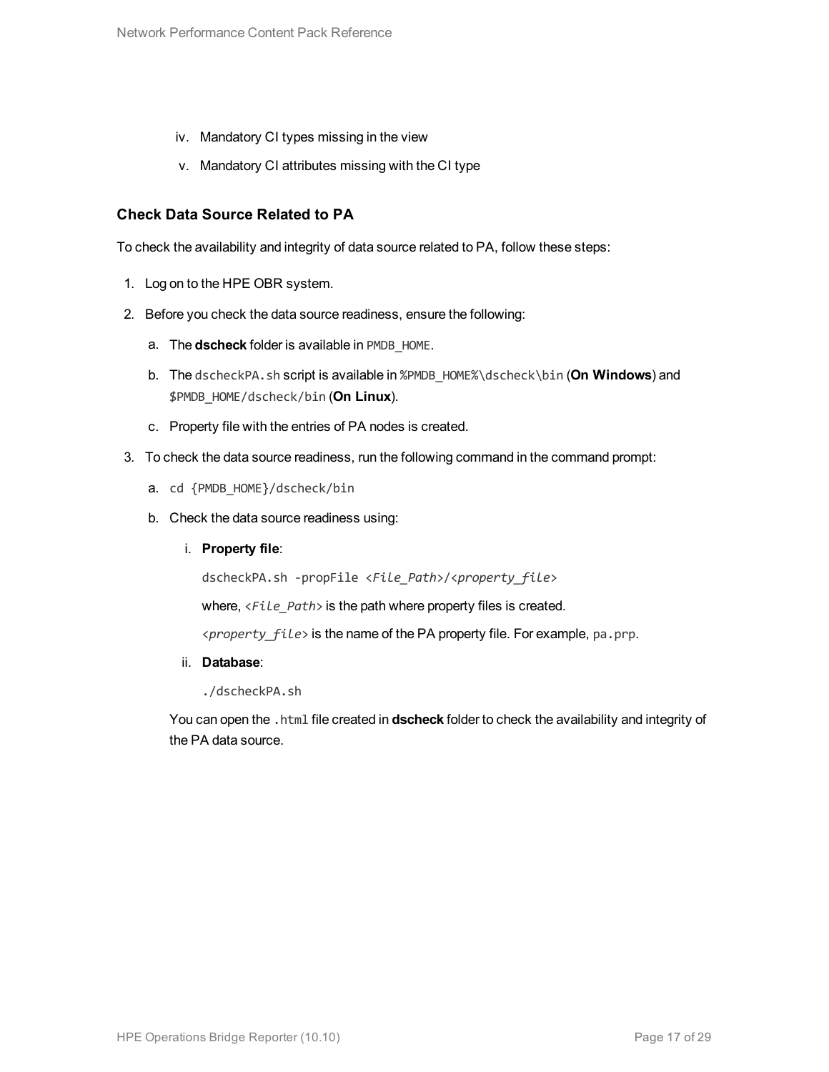iv. Mandatory CI types missing in the view

v. Mandatory CI attributes missing with the CI type

### Check Data Source Related to PA

To check the availability and integrity of data source related to PA, follow these steps:

1. Log on to the HPE OBR system.
2. Before you check the data source readiness, ensure the following:
   a. The **dscheck** folder is available in `PMDB_HOME`.
   b. The `dscheckPA.sh` script is available in `%PMDB_HOME%\dscheck\bin` (**On Windows**) and `$PMDB_HOME/dscheck/bin` (**On Linux**).
   c. Property file with the entries of PA nodes is created.
3. To check the data source readiness, run the following command in the command prompt:
   a. `cd {PMDB_HOME}/dscheck/bin`
   b. Check the data source readiness using:
      i. **Property file**:

         `dscheckPA.sh -propFile <File_Path>/<property_file>`

         where, `<File_Path>` is the path where property files is created.

         `<property_file>` is the name of the PA property file. For example, `pa.prp`.

      ii. **Database**:

         `./dscheckPA.sh`

   You can open the `.html` file created in **dscheck** folder to check the availability and integrity of the PA data source.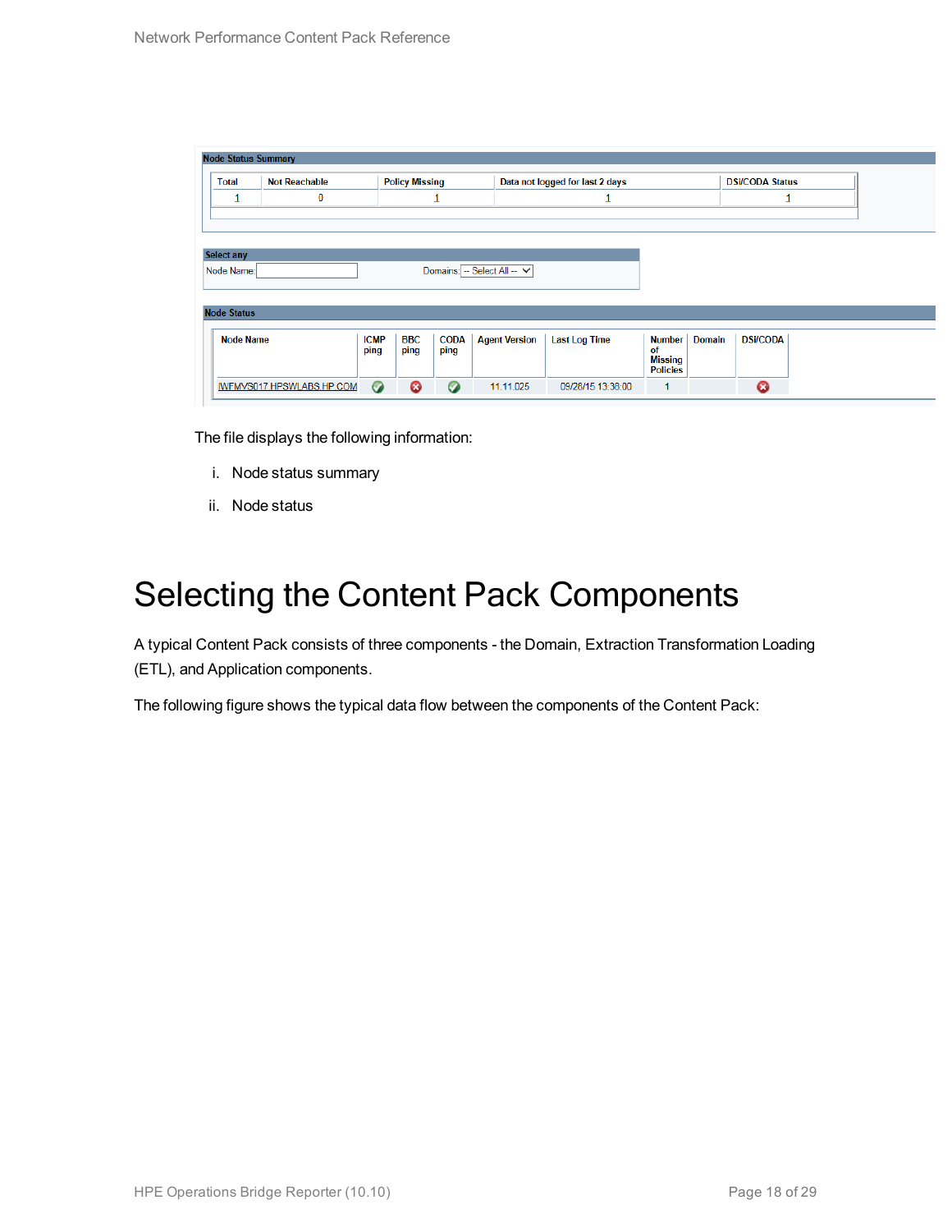**Node Status Summary**

| Total | Not Reachable | Policy Missing | Data not logged for last 2 days | DSI/CODA Status |
|---|---|---|---|---|
| 1 | 0 | 1 | 1 | 1 |

**Select any**

Node Name: Domains: -- Select All --

**Node Status**

| Node Name | ICMP ping | BBC ping | CODA ping | Agent Version | Last Log Time | Number of Missing Policies | Domain | DSI/CODA |
|---|---|---|---|---|---|---|---|---|
| IWFMVS017.HPSWLABS.HP.COM | ✓ | ✗ | ✓ | 11.11.025 | 09/28/15 13:38:00 | 1 | | ✗ |

The file displays the following information:

i. Node status summary

ii. Node status

# Selecting the Content Pack Components

A typical Content Pack consists of three components - the Domain, Extraction Transformation Loading (ETL), and Application components.

The following figure shows the typical data flow between the components of the Content Pack: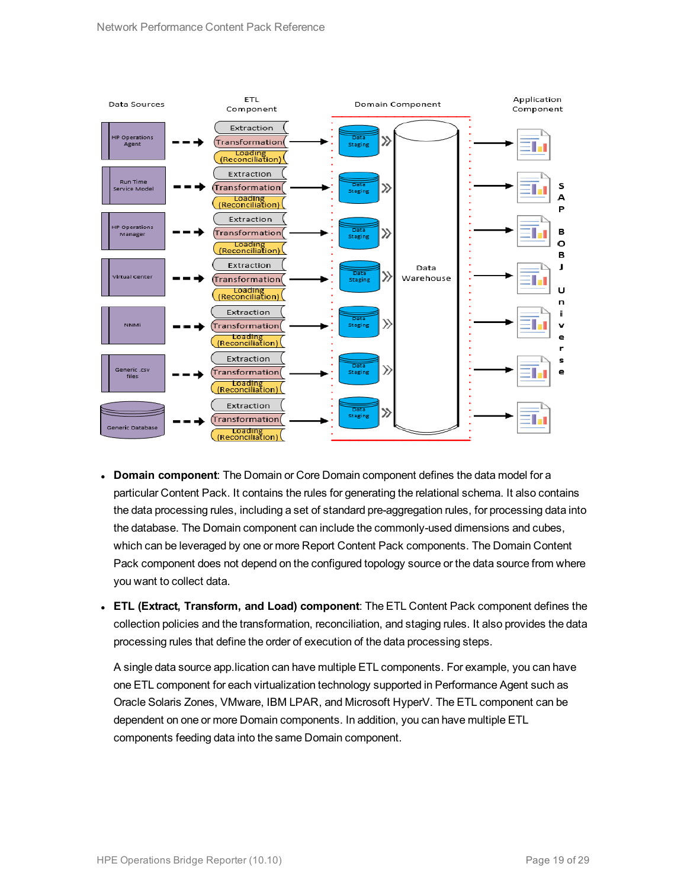- **Domain component**: The Domain or Core Domain component defines the data model for a particular Content Pack. It contains the rules for generating the relational schema. It also contains the data processing rules, including a set of standard pre-aggregation rules, for processing data into the database. The Domain component can include the commonly-used dimensions and cubes, which can be leveraged by one or more Report Content Pack components. The Domain Content Pack component does not depend on the configured topology source or the data source from where you want to collect data.

- **ETL (Extract, Transform, and Load) component**: The ETL Content Pack component defines the collection policies and the transformation, reconciliation, and staging rules. It also provides the data processing rules that define the order of execution of the data processing steps.

  A single data source app.lication can have multiple ETL components. For example, you can have one ETL component for each virtualization technology supported in Performance Agent such as Oracle Solaris Zones, VMware, IBM LPAR, and Microsoft HyperV. The ETL component can be dependent on one or more Domain components. In addition, you can have multiple ETL components feeding data into the same Domain component.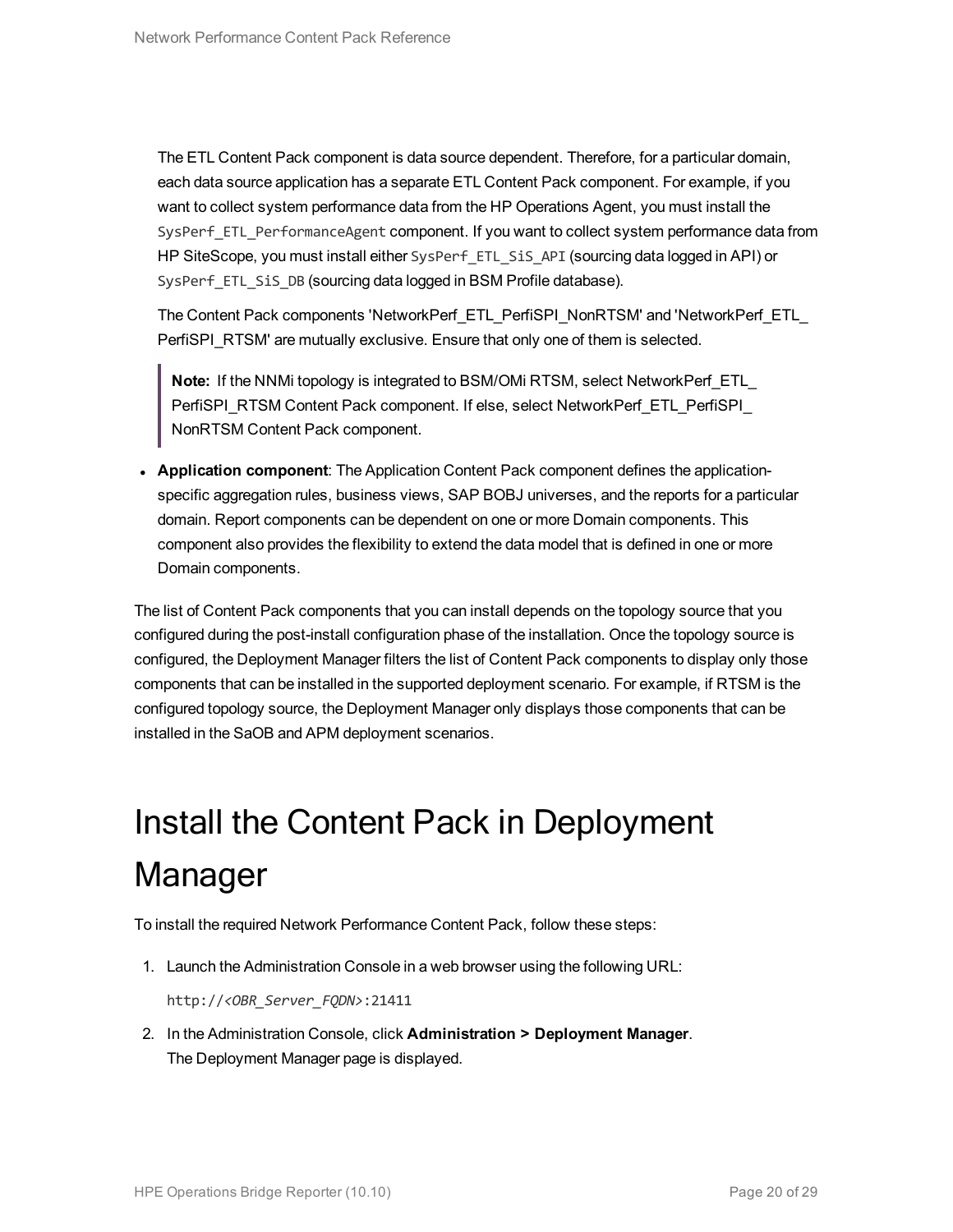The ETL Content Pack component is data source dependent. Therefore, for a particular domain, each data source application has a separate ETL Content Pack component. For example, if you want to collect system performance data from the HP Operations Agent, you must install the `SysPerf_ETL_PerformanceAgent` component. If you want to collect system performance data from HP SiteScope, you must install either `SysPerf_ETL_SiS_API` (sourcing data logged in API) or `SysPerf_ETL_SiS_DB` (sourcing data logged in BSM Profile database).

The Content Pack components 'NetworkPerf_ETL_PerfiSPI_NonRTSM' and 'NetworkPerf_ETL_PerfiSPI_RTSM' are mutually exclusive. Ensure that only one of them is selected.

> **Note:** If the NNMi topology is integrated to BSM/OMi RTSM, select NetworkPerf_ETL_PerfiSPI_RTSM Content Pack component. If else, select NetworkPerf_ETL_PerfiSPI_NonRTSM Content Pack component.

- **Application component**: The Application Content Pack component defines the application-specific aggregation rules, business views, SAP BOBJ universes, and the reports for a particular domain. Report components can be dependent on one or more Domain components. This component also provides the flexibility to extend the data model that is defined in one or more Domain components.

The list of Content Pack components that you can install depends on the topology source that you configured during the post-install configuration phase of the installation. Once the topology source is configured, the Deployment Manager filters the list of Content Pack components to display only those components that can be installed in the supported deployment scenario. For example, if RTSM is the configured topology source, the Deployment Manager only displays those components that can be installed in the SaOB and APM deployment scenarios.

# Install the Content Pack in Deployment Manager

To install the required Network Performance Content Pack, follow these steps:

1. Launch the Administration Console in a web browser using the following URL:

   `http://<OBR_Server_FQDN>:21411`

2. In the Administration Console, click **Administration > Deployment Manager**.
   The Deployment Manager page is displayed.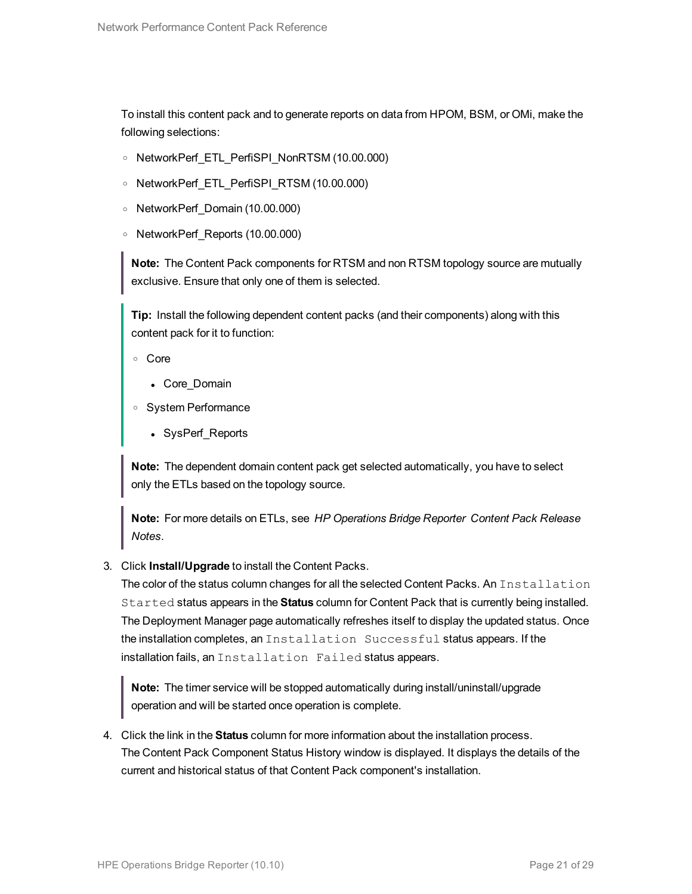To install this content pack and to generate reports on data from HPOM, BSM, or OMi, make the following selections:

- NetworkPerf_ETL_PerfiSPI_NonRTSM (10.00.000)
- NetworkPerf_ETL_PerfiSPI_RTSM (10.00.000)
- NetworkPerf_Domain (10.00.000)
- NetworkPerf_Reports (10.00.000)

> **Note:** The Content Pack components for RTSM and non RTSM topology source are mutually exclusive. Ensure that only one of them is selected.

> **Tip:** Install the following dependent content packs (and their components) along with this content pack for it to function:
>
> - Core
>   - Core_Domain
> - System Performance
>   - SysPerf_Reports

> **Note:** The dependent domain content pack get selected automatically, you have to select only the ETLs based on the topology source.

> **Note:** For more details on ETLs, see *HP Operations Bridge Reporter Content Pack Release Notes*.

3. Click **Install/Upgrade** to install the Content Packs.
   The color of the status column changes for all the selected Content Packs. An `Installation Started` status appears in the **Status** column for Content Pack that is currently being installed. The Deployment Manager page automatically refreshes itself to display the updated status. Once the installation completes, an `Installation Successful` status appears. If the installation fails, an `Installation Failed` status appears.

   > **Note:** The timer service will be stopped automatically during install/uninstall/upgrade operation and will be started once operation is complete.

4. Click the link in the **Status** column for more information about the installation process.
   The Content Pack Component Status History window is displayed. It displays the details of the current and historical status of that Content Pack component's installation.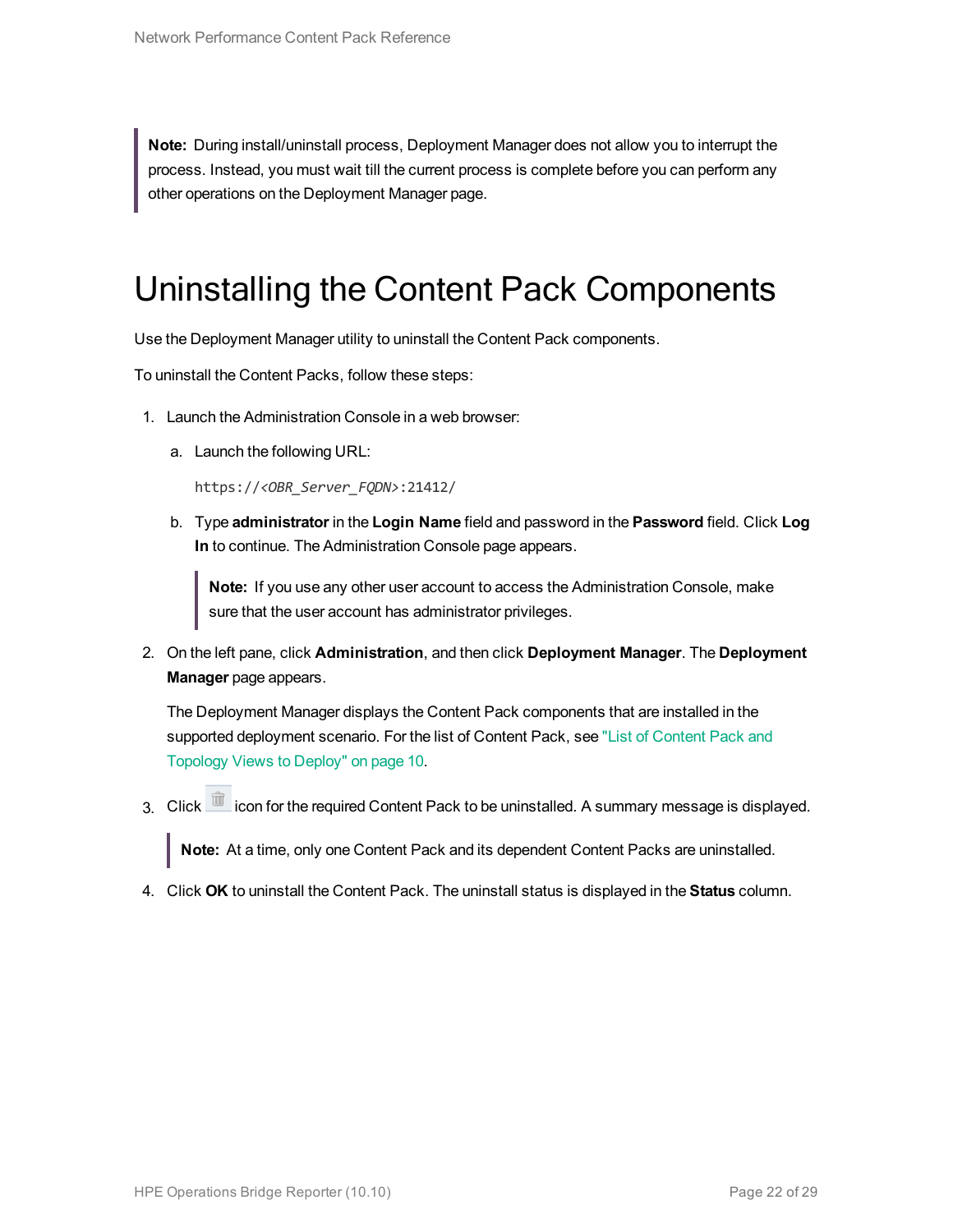> **Note:** During install/uninstall process, Deployment Manager does not allow you to interrupt the process. Instead, you must wait till the current process is complete before you can perform any other operations on the Deployment Manager page.

# Uninstalling the Content Pack Components

Use the Deployment Manager utility to uninstall the Content Pack components.

To uninstall the Content Packs, follow these steps:

1. Launch the Administration Console in a web browser:

   a. Launch the following URL:

      `https://<OBR_Server_FQDN>:21412/`

   b. Type **administrator** in the **Login Name** field and password in the **Password** field. Click **Log In** to continue. The Administration Console page appears.

      > **Note:** If you use any other user account to access the Administration Console, make sure that the user account has administrator privileges.

2. On the left pane, click **Administration**, and then click **Deployment Manager**. The **Deployment Manager** page appears.

   The Deployment Manager displays the Content Pack components that are installed in the supported deployment scenario. For the list of Content Pack, see "List of Content Pack and Topology Views to Deploy" on page 10.

3. Click icon for the required Content Pack to be uninstalled. A summary message is displayed.

   > **Note:** At a time, only one Content Pack and its dependent Content Packs are uninstalled.

4. Click **OK** to uninstall the Content Pack. The uninstall status is displayed in the **Status** column.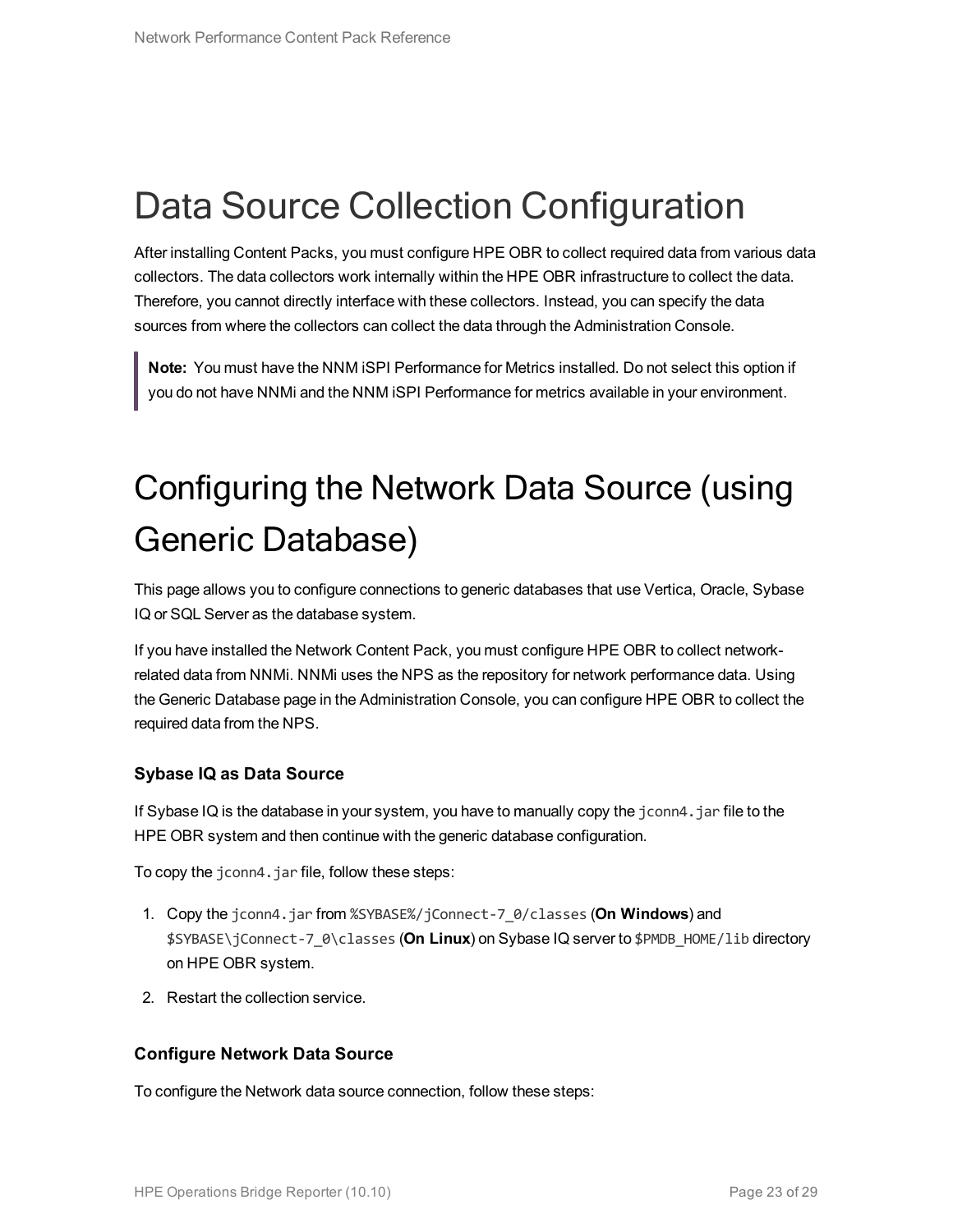# Data Source Collection Configuration

After installing Content Packs, you must configure HPE OBR to collect required data from various data collectors. The data collectors work internally within the HPE OBR infrastructure to collect the data. Therefore, you cannot directly interface with these collectors. Instead, you can specify the data sources from where the collectors can collect the data through the Administration Console.

> **Note:** You must have the NNM iSPI Performance for Metrics installed. Do not select this option if you do not have NNMi and the NNM iSPI Performance for metrics available in your environment.

# Configuring the Network Data Source (using Generic Database)

This page allows you to configure connections to generic databases that use Vertica, Oracle, Sybase IQ or SQL Server as the database system.

If you have installed the Network Content Pack, you must configure HPE OBR to collect network-related data from NNMi. NNMi uses the NPS as the repository for network performance data. Using the Generic Database page in the Administration Console, you can configure HPE OBR to collect the required data from the NPS.

### Sybase IQ as Data Source

If Sybase IQ is the database in your system, you have to manually copy the `jconn4.jar` file to the HPE OBR system and then continue with the generic database configuration.

To copy the `jconn4.jar` file, follow these steps:

1. Copy the `jconn4.jar` from `%SYBASE%/jConnect-7_0/classes` (**On Windows**) and `$SYBASE\jConnect-7_0\classes` (**On Linux**) on Sybase IQ server to `$PMDB_HOME/lib` directory on HPE OBR system.
2. Restart the collection service.

### Configure Network Data Source

To configure the Network data source connection, follow these steps: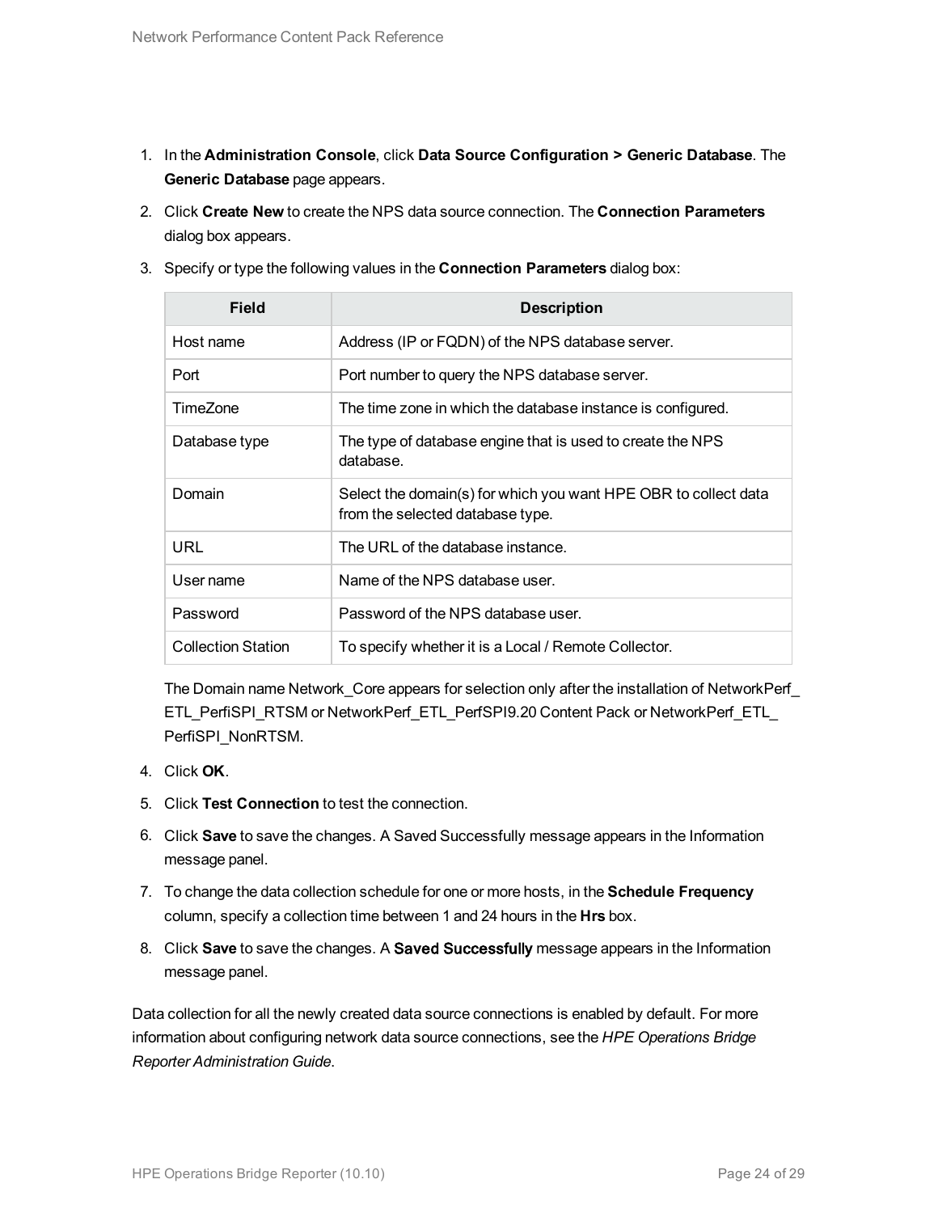1. In the **Administration Console**, click **Data Source Configuration > Generic Database**. The **Generic Database** page appears.
2. Click **Create New** to create the NPS data source connection. The **Connection Parameters** dialog box appears.
3. Specify or type the following values in the **Connection Parameters** dialog box:

| Field | Description |
| --- | --- |
| Host name | Address (IP or FQDN) of the NPS database server. |
| Port | Port number to query the NPS database server. |
| TimeZone | The time zone in which the database instance is configured. |
| Database type | The type of database engine that is used to create the NPS database. |
| Domain | Select the domain(s) for which you want HPE OBR to collect data from the selected database type. |
| URL | The URL of the database instance. |
| User name | Name of the NPS database user. |
| Password | Password of the NPS database user. |
| Collection Station | To specify whether it is a Local / Remote Collector. |

   The Domain name Network_Core appears for selection only after the installation of NetworkPerf_ETL_PerfiSPI_RTSM or NetworkPerf_ETL_PerfSPI9.20 Content Pack or NetworkPerf_ETL_PerfiSPI_NonRTSM.

4. Click **OK**.
5. Click **Test Connection** to test the connection.
6. Click **Save** to save the changes. A Saved Successfully message appears in the Information message panel.
7. To change the data collection schedule for one or more hosts, in the **Schedule Frequency** column, specify a collection time between 1 and 24 hours in the **Hrs** box.
8. Click **Save** to save the changes. A **Saved Successfully** message appears in the Information message panel.

Data collection for all the newly created data source connections is enabled by default. For more information about configuring network data source connections, see the *HPE Operations Bridge Reporter Administration Guide*.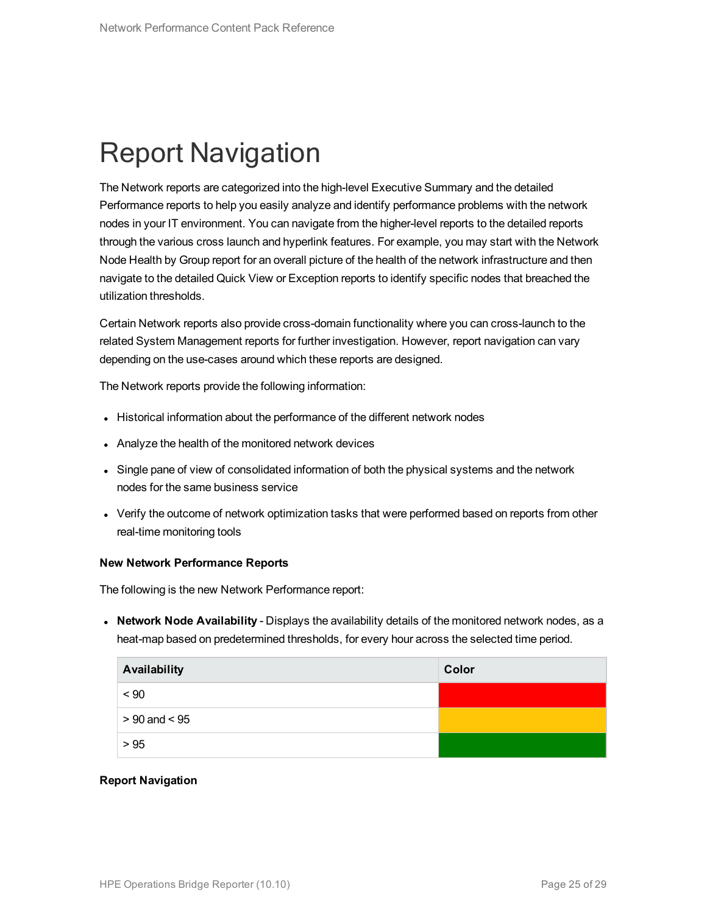# Report Navigation

The Network reports are categorized into the high-level Executive Summary and the detailed Performance reports to help you easily analyze and identify performance problems with the network nodes in your IT environment. You can navigate from the higher-level reports to the detailed reports through the various cross launch and hyperlink features. For example, you may start with the Network Node Health by Group report for an overall picture of the health of the network infrastructure and then navigate to the detailed Quick View or Exception reports to identify specific nodes that breached the utilization thresholds.

Certain Network reports also provide cross-domain functionality where you can cross-launch to the related System Management reports for further investigation. However, report navigation can vary depending on the use-cases around which these reports are designed.

The Network reports provide the following information:

- Historical information about the performance of the different network nodes
- Analyze the health of the monitored network devices
- Single pane of view of consolidated information of both the physical systems and the network nodes for the same business service
- Verify the outcome of network optimization tasks that were performed based on reports from other real-time monitoring tools

**New Network Performance Reports**

The following is the new Network Performance report:

- **Network Node Availability** - Displays the availability details of the monitored network nodes, as a heat-map based on predetermined thresholds, for every hour across the selected time period.

| Availability | Color |
| --- | --- |
| < 90 | Red |
| > 90 and < 95 | Amber |
| > 95 | Green |

**Report Navigation**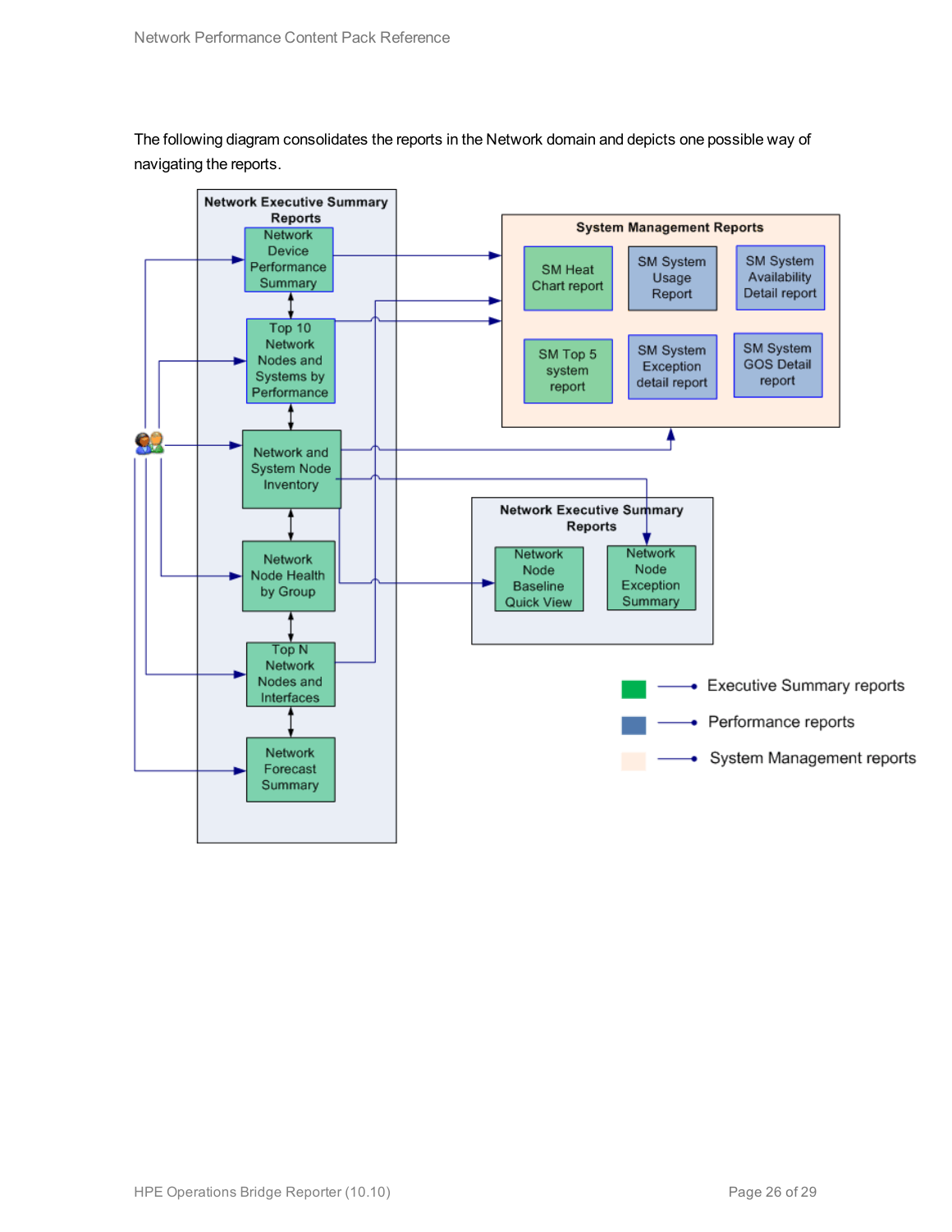The following diagram consolidates the reports in the Network domain and depicts one possible way of navigating the reports.

**Network Executive Summary Reports**

- Network Device Performance Summary
- Top 10 Network Nodes and Systems by Performance
- Network and System Node Inventory
- Network Node Health by Group
- Top N Network Nodes and Interfaces
- Network Forecast Summary

**System Management Reports**

- SM Heat Chart report
- SM System Usage Report
- SM System Availability Detail report
- SM Top 5 system report
- SM System Exception detail report
- SM System GOS Detail report

**Network Executive Summary Reports**

- Network Node Baseline Quick View
- Network Node Exception Summary

Legend:

- Executive Summary reports
- Performance reports
- System Management reports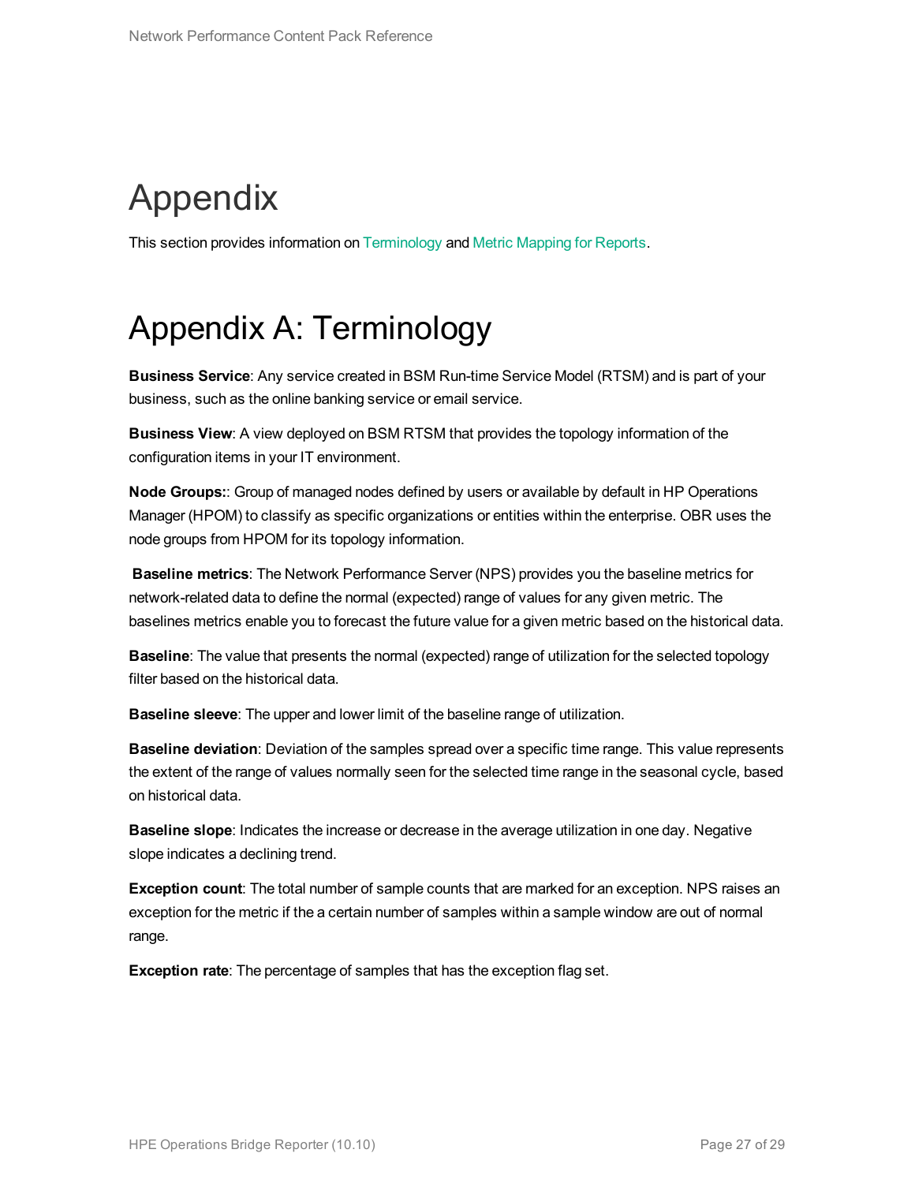# Appendix

This section provides information on Terminology and Metric Mapping for Reports.

# Appendix A: Terminology

**Business Service**: Any service created in BSM Run-time Service Model (RTSM) and is part of your business, such as the online banking service or email service.

**Business View**: A view deployed on BSM RTSM that provides the topology information of the configuration items in your IT environment.

**Node Groups:**: Group of managed nodes defined by users or available by default in HP Operations Manager (HPOM) to classify as specific organizations or entities within the enterprise. OBR uses the node groups from HPOM for its topology information.

**Baseline metrics**: The Network Performance Server (NPS) provides you the baseline metrics for network-related data to define the normal (expected) range of values for any given metric. The baselines metrics enable you to forecast the future value for a given metric based on the historical data.

**Baseline**: The value that presents the normal (expected) range of utilization for the selected topology filter based on the historical data.

**Baseline sleeve**: The upper and lower limit of the baseline range of utilization.

**Baseline deviation**: Deviation of the samples spread over a specific time range. This value represents the extent of the range of values normally seen for the selected time range in the seasonal cycle, based on historical data.

**Baseline slope**: Indicates the increase or decrease in the average utilization in one day. Negative slope indicates a declining trend.

**Exception count**: The total number of sample counts that are marked for an exception. NPS raises an exception for the metric if the a certain number of samples within a sample window are out of normal range.

**Exception rate**: The percentage of samples that has the exception flag set.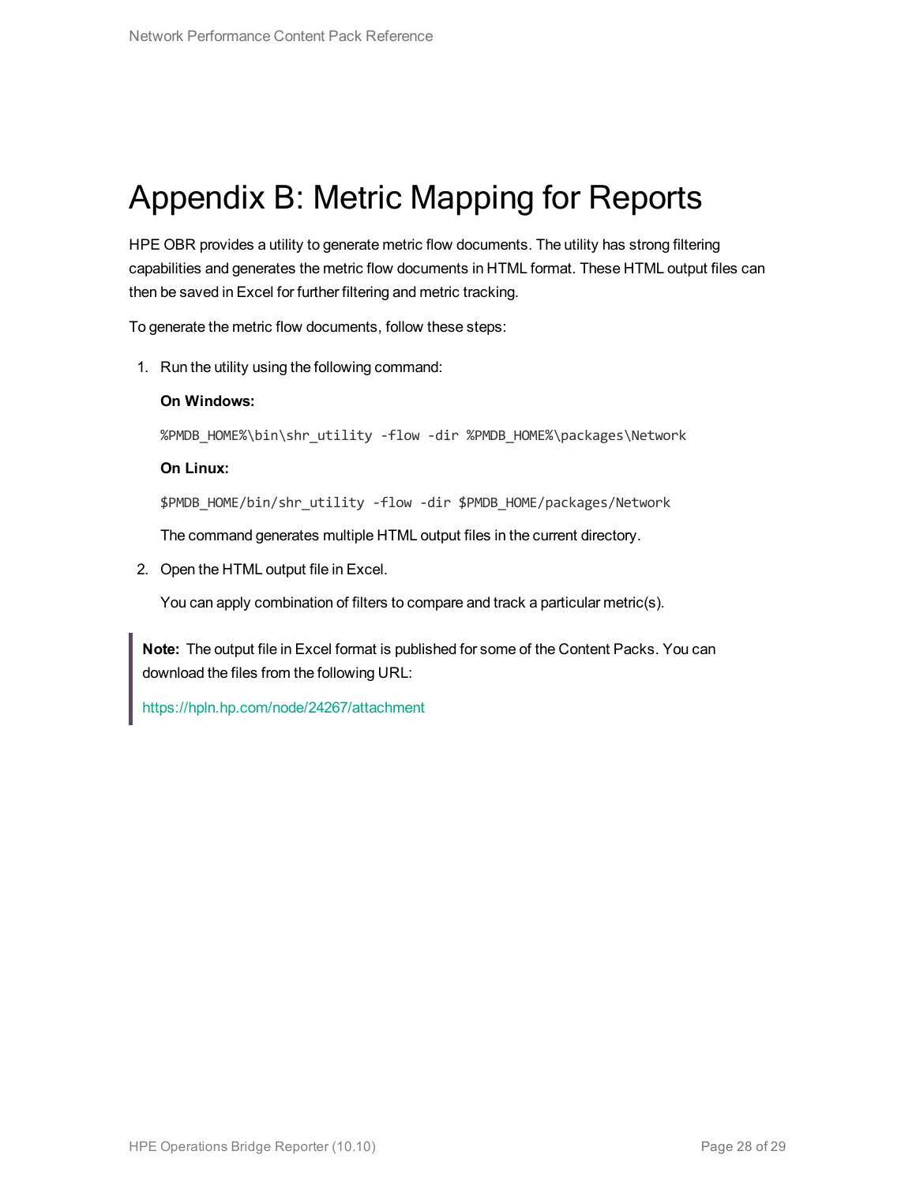# Appendix B: Metric Mapping for Reports

HPE OBR provides a utility to generate metric flow documents. The utility has strong filtering capabilities and generates the metric flow documents in HTML format. These HTML output files can then be saved in Excel for further filtering and metric tracking.

To generate the metric flow documents, follow these steps:

1. Run the utility using the following command:

   **On Windows:**

   ```
   %PMDB_HOME%\bin\shr_utility -flow -dir %PMDB_HOME%\packages\Network
   ```

   **On Linux:**

   ```
   $PMDB_HOME/bin/shr_utility -flow -dir $PMDB_HOME/packages/Network
   ```

   The command generates multiple HTML output files in the current directory.

2. Open the HTML output file in Excel.

   You can apply combination of filters to compare and track a particular metric(s).

> **Note:** The output file in Excel format is published for some of the Content Packs. You can download the files from the following URL:
>
> https://hpln.hp.com/node/24267/attachment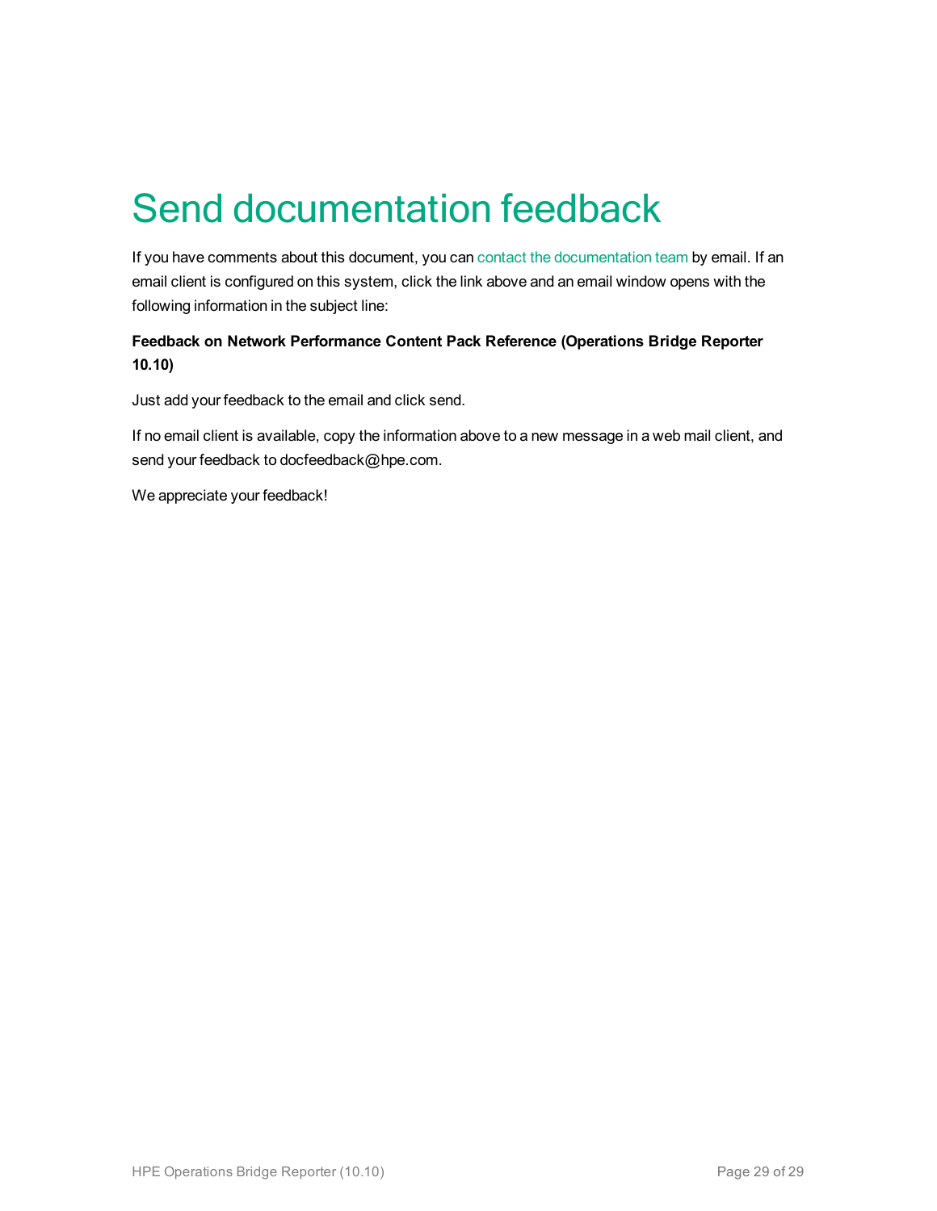# Send documentation feedback

If you have comments about this document, you can contact the documentation team by email. If an email client is configured on this system, click the link above and an email window opens with the following information in the subject line:

**Feedback on Network Performance Content Pack Reference (Operations Bridge Reporter 10.10)**

Just add your feedback to the email and click send.

If no email client is available, copy the information above to a new message in a web mail client, and send your feedback to docfeedback@hpe.com.

We appreciate your feedback!